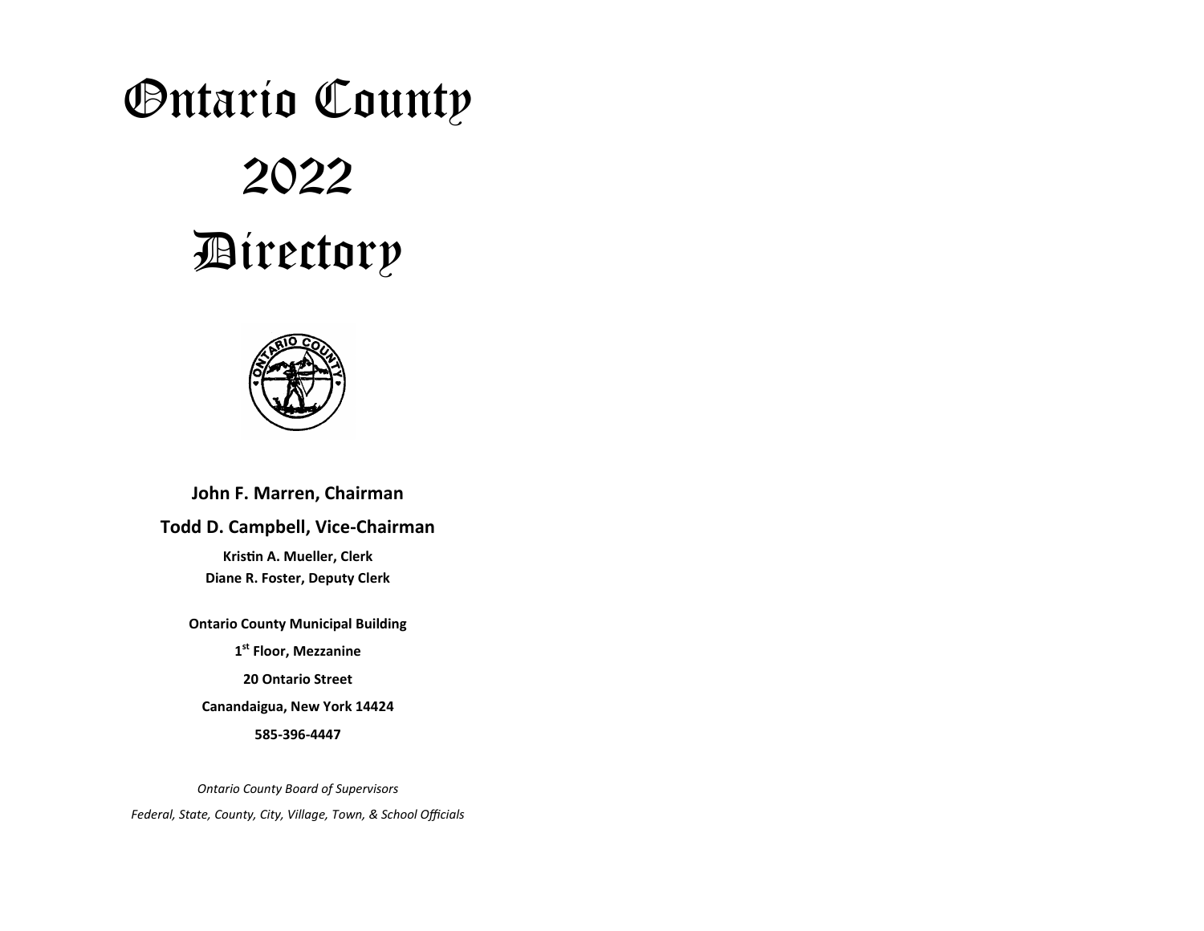# Ontario County

# 2022

# Directory

**John F. Marren, Chairman**

**Todd D. Campbell, Vice-Chairman**

**Kristin A. Mueller, Clerk**

**Diane R. Foster, Deputy Clerk**

**Ontario County Municipal Building**

**1st Floor, Mezzanine**

**20 Ontario Street**

**Canandaigua, New York 14424**

**585-396-4447**

*Ontario County Board of Supervisors*

*Federal, State, County, City, Village, Town, & School Officials*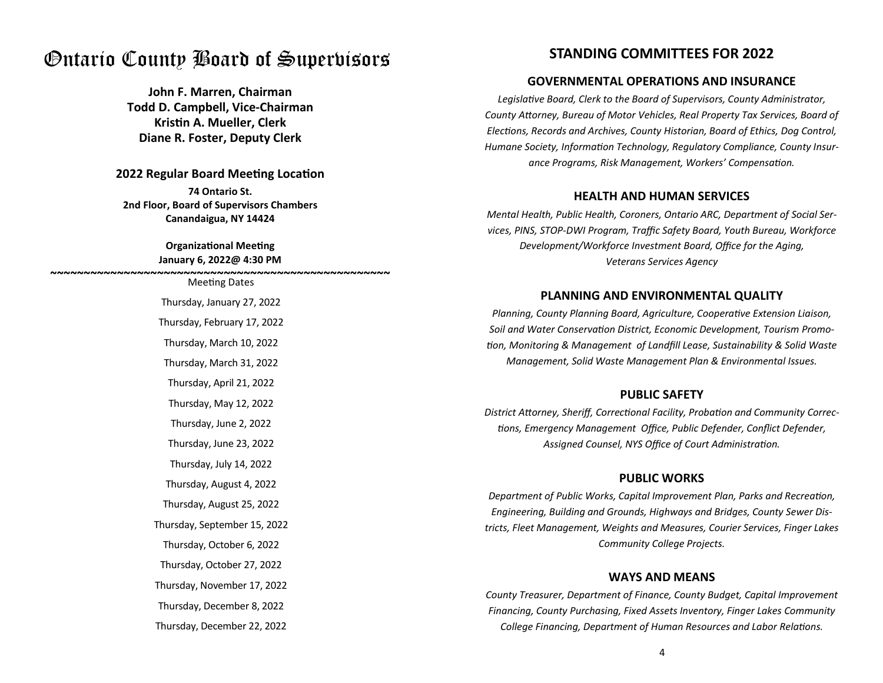# Ontario County Board of Supervisors

**John F. Marren, Chairman**
**Todd D. Campbell, Vice-Chairman**
**Kristin A. Mueller, Clerk**
**Diane R. Foster, Deputy Clerk**

### 2022 Regular Board Meeting Location

**74 Ontario St.**
**2nd Floor, Board of Supervisors Chambers**
**Canandaigua, NY 14424**

**Organizational Meeting**
**January 6, 2022@ 4:30 PM**

~~~~~~~~~~~~~~~~~~~~~~~~~~~~~~~~~~~~~~~~~~~~~~~~~~~~~

Meeting Dates

Thursday, January 27, 2022

Thursday, February 17, 2022

Thursday, March 10, 2022

Thursday, March 31, 2022

Thursday, April 21, 2022

Thursday, May 12, 2022

Thursday, June 2, 2022

Thursday, June 23, 2022

Thursday, July 14, 2022

Thursday, August 4, 2022

Thursday, August 25, 2022

Thursday, September 15, 2022

Thursday, October 6, 2022

Thursday, October 27, 2022

Thursday, November 17, 2022

Thursday, December 8, 2022

Thursday, December 22, 2022

## STANDING COMMITTEES FOR 2022

### GOVERNMENTAL OPERATIONS AND INSURANCE

*Legislative Board, Clerk to the Board of Supervisors, County Administrator, County Attorney, Bureau of Motor Vehicles, Real Property Tax Services, Board of Elections, Records and Archives, County Historian, Board of Ethics, Dog Control, Humane Society, Information Technology, Regulatory Compliance, County Insurance Programs, Risk Management, Workers' Compensation.*

### HEALTH AND HUMAN SERVICES

*Mental Health, Public Health, Coroners, Ontario ARC, Department of Social Services, PINS, STOP-DWI Program, Traffic Safety Board, Youth Bureau, Workforce Development/Workforce Investment Board, Office for the Aging, Veterans Services Agency*

### PLANNING AND ENVIRONMENTAL QUALITY

*Planning, County Planning Board, Agriculture, Cooperative Extension Liaison, Soil and Water Conservation District, Economic Development, Tourism Promotion, Monitoring & Management of Landfill Lease, Sustainability & Solid Waste Management, Solid Waste Management Plan & Environmental Issues.*

### PUBLIC SAFETY

*District Attorney, Sheriff, Correctional Facility, Probation and Community Corrections, Emergency Management Office, Public Defender, Conflict Defender, Assigned Counsel, NYS Office of Court Administration.*

### PUBLIC WORKS

*Department of Public Works, Capital Improvement Plan, Parks and Recreation, Engineering, Building and Grounds, Highways and Bridges, County Sewer Districts, Fleet Management, Weights and Measures, Courier Services, Finger Lakes Community College Projects.*

### WAYS AND MEANS

*County Treasurer, Department of Finance, County Budget, Capital Improvement Financing, County Purchasing, Fixed Assets Inventory, Finger Lakes Community College Financing, Department of Human Resources and Labor Relations.*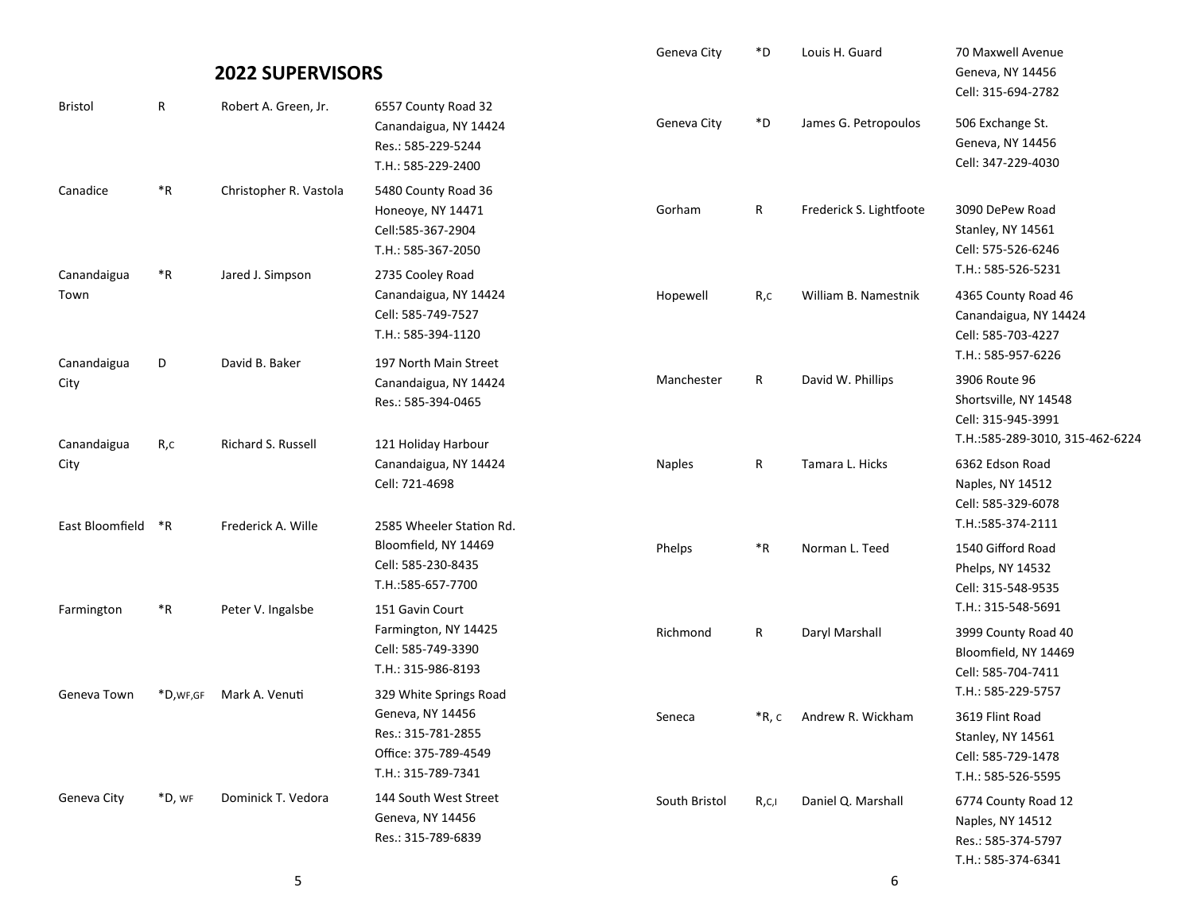## 2022 SUPERVISORS

| Town/City | Party | Name | Address/Contact |
|---|---|---|---|
| Bristol | R | Robert A. Green, Jr. | 6557 County Road 32<br>Canandaigua, NY 14424<br>Res.: 585-229-5244<br>T.H.: 585-229-2400 |
| Canadice | *R | Christopher R. Vastola | 5480 County Road 36<br>Honeoye, NY 14471<br>Cell:585-367-2904<br>T.H.: 585-367-2050 |
| Canandaigua Town | *R | Jared J. Simpson | 2735 Cooley Road<br>Canandaigua, NY 14424<br>Cell: 585-749-7527<br>T.H.: 585-394-1120 |
| Canandaigua City | D | David B. Baker | 197 North Main Street<br>Canandaigua, NY 14424<br>Res.: 585-394-0465 |
| Canandaigua City | R,C | Richard S. Russell | 121 Holiday Harbour<br>Canandaigua, NY 14424<br>Cell: 721-4698 |
| East Bloomfield | *R | Frederick A. Wille | 2585 Wheeler Station Rd.<br>Bloomfield, NY 14469<br>Cell: 585-230-8435<br>T.H.:585-657-7700 |
| Farmington | *R | Peter V. Ingalsbe | 151 Gavin Court<br>Farmington, NY 14425<br>Cell: 585-749-3390<br>T.H.: 315-986-8193 |
| Geneva Town | *D,WF,GF | Mark A. Venuti | 329 White Springs Road<br>Geneva, NY 14456<br>Res.: 315-781-2855<br>Office: 375-789-4549<br>T.H.: 315-789-7341 |
| Geneva City | *D, WF | Dominick T. Vedora | 144 South West Street<br>Geneva, NY 14456<br>Res.: 315-789-6839 |
| Geneva City | *D | Louis H. Guard | 70 Maxwell Avenue<br>Geneva, NY 14456<br>Cell: 315-694-2782 |
| Geneva City | *D | James G. Petropoulos | 506 Exchange St.<br>Geneva, NY 14456<br>Cell: 347-229-4030 |
| Gorham | R | Frederick S. Lightfoote | 3090 DePew Road<br>Stanley, NY 14561<br>Cell: 575-526-6246<br>T.H.: 585-526-5231 |
| Hopewell | R,C | William B. Namestnik | 4365 County Road 46<br>Canandaigua, NY 14424<br>Cell: 585-703-4227<br>T.H.: 585-957-6226 |
| Manchester | R | David W. Phillips | 3906 Route 96<br>Shortsville, NY 14548<br>Cell: 315-945-3991<br>T.H.:585-289-3010, 315-462-6224 |
| Naples | R | Tamara L. Hicks | 6362 Edson Road<br>Naples, NY 14512<br>Cell: 585-329-6078<br>T.H.:585-374-2111 |
| Phelps | *R | Norman L. Teed | 1540 Gifford Road<br>Phelps, NY 14532<br>Cell: 315-548-9535<br>T.H.: 315-548-5691 |
| Richmond | R | Daryl Marshall | 3999 County Road 40<br>Bloomfield, NY 14469<br>Cell: 585-704-7411<br>T.H.: 585-229-5757 |
| Seneca | *R, C | Andrew R. Wickham | 3619 Flint Road<br>Stanley, NY 14561<br>Cell: 585-729-1478<br>T.H.: 585-526-5595 |
| South Bristol | R,C,I | Daniel Q. Marshall | 6774 County Road 12<br>Naples, NY 14512<br>Res.: 585-374-5797<br>T.H.: 585-374-6341 |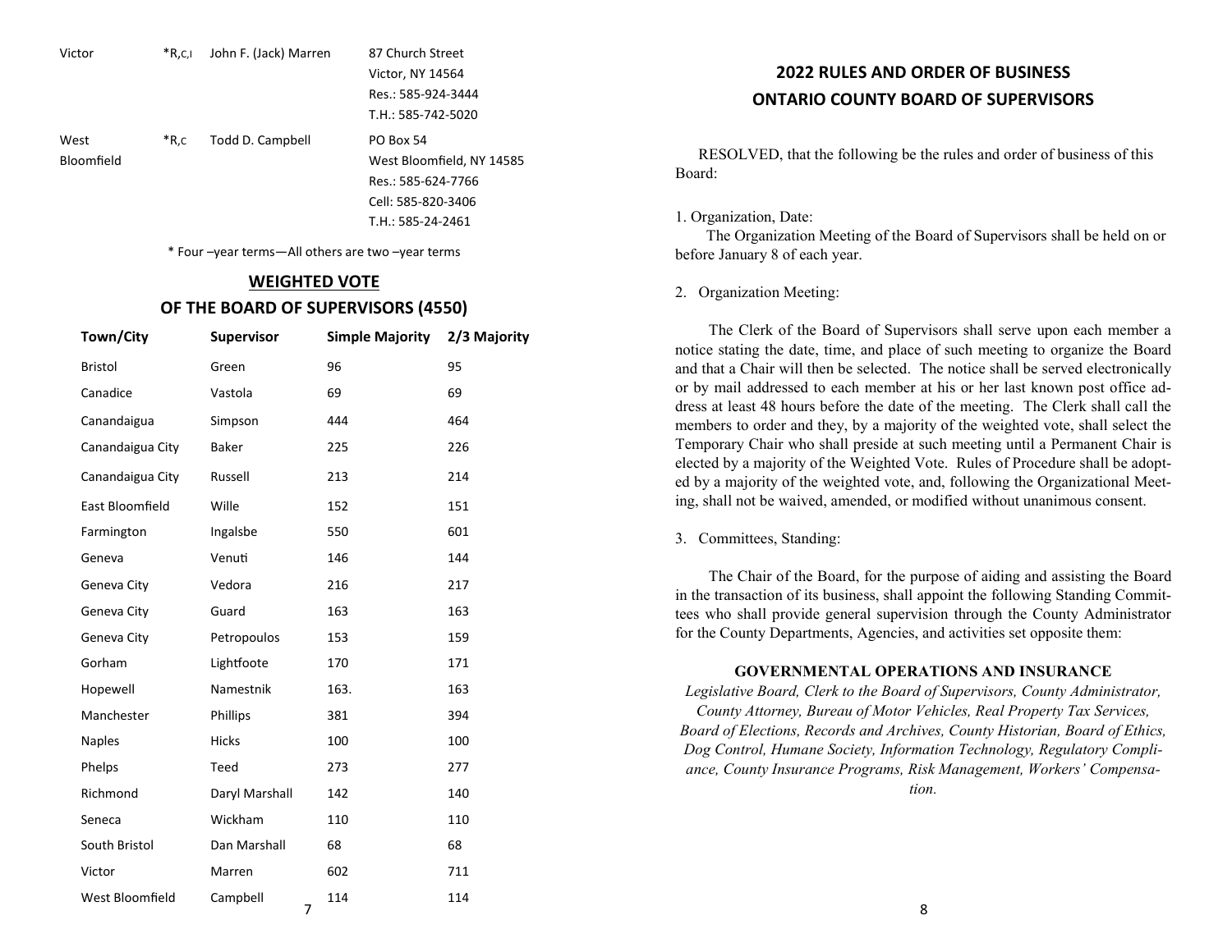| | | | |
|---|---|---|---|
| Victor | *R,C,I | John F. (Jack) Marren | 87 Church Street<br>Victor, NY 14564<br>Res.: 585-924-3444<br>T.H.: 585-742-5020 |
| West Bloomfield | *R,C | Todd D. Campbell | PO Box 54<br>West Bloomfield, NY 14585<br>Res.: 585-624-7766<br>Cell: 585-820-3406<br>T.H.: 585-24-2461 |

\* Four –year terms—All others are two –year terms

## WEIGHTED VOTE
## OF THE BOARD OF SUPERVISORS (4550)

| Town/City | Supervisor | Simple Majority | 2/3 Majority |
|---|---|---|---|
| Bristol | Green | 96 | 95 |
| Canadice | Vastola | 69 | 69 |
| Canandaigua | Simpson | 444 | 464 |
| Canandaigua City | Baker | 225 | 226 |
| Canandaigua City | Russell | 213 | 214 |
| East Bloomfield | Wille | 152 | 151 |
| Farmington | Ingalsbe | 550 | 601 |
| Geneva | Venuti | 146 | 144 |
| Geneva City | Vedora | 216 | 217 |
| Geneva City | Guard | 163 | 163 |
| Geneva City | Petropoulos | 153 | 159 |
| Gorham | Lightfoote | 170 | 171 |
| Hopewell | Namestnik | 163. | 163 |
| Manchester | Phillips | 381 | 394 |
| Naples | Hicks | 100 | 100 |
| Phelps | Teed | 273 | 277 |
| Richmond | Daryl Marshall | 142 | 140 |
| Seneca | Wickham | 110 | 110 |
| South Bristol | Dan Marshall | 68 | 68 |
| Victor | Marren | 602 | 711 |
| West Bloomfield | Campbell | 114 | 114 |

## 2022 RULES AND ORDER OF BUSINESS
## ONTARIO COUNTY BOARD OF SUPERVISORS

RESOLVED, that the following be the rules and order of business of this Board:

1. Organization, Date:

The Organization Meeting of the Board of Supervisors shall be held on or before January 8 of each year.

2. Organization Meeting:

The Clerk of the Board of Supervisors shall serve upon each member a notice stating the date, time, and place of such meeting to organize the Board and that a Chair will then be selected. The notice shall be served electronically or by mail addressed to each member at his or her last known post office address at least 48 hours before the date of the meeting. The Clerk shall call the members to order and they, by a majority of the weighted vote, shall select the Temporary Chair who shall preside at such meeting until a Permanent Chair is elected by a majority of the Weighted Vote. Rules of Procedure shall be adopted by a majority of the weighted vote, and, following the Organizational Meeting, shall not be waived, amended, or modified without unanimous consent.

3. Committees, Standing:

The Chair of the Board, for the purpose of aiding and assisting the Board in the transaction of its business, shall appoint the following Standing Committees who shall provide general supervision through the County Administrator for the County Departments, Agencies, and activities set opposite them:

**GOVERNMENTAL OPERATIONS AND INSURANCE**

*Legislative Board, Clerk to the Board of Supervisors, County Administrator, County Attorney, Bureau of Motor Vehicles, Real Property Tax Services, Board of Elections, Records and Archives, County Historian, Board of Ethics, Dog Control, Humane Society, Information Technology, Regulatory Compliance, County Insurance Programs, Risk Management, Workers' Compensation.*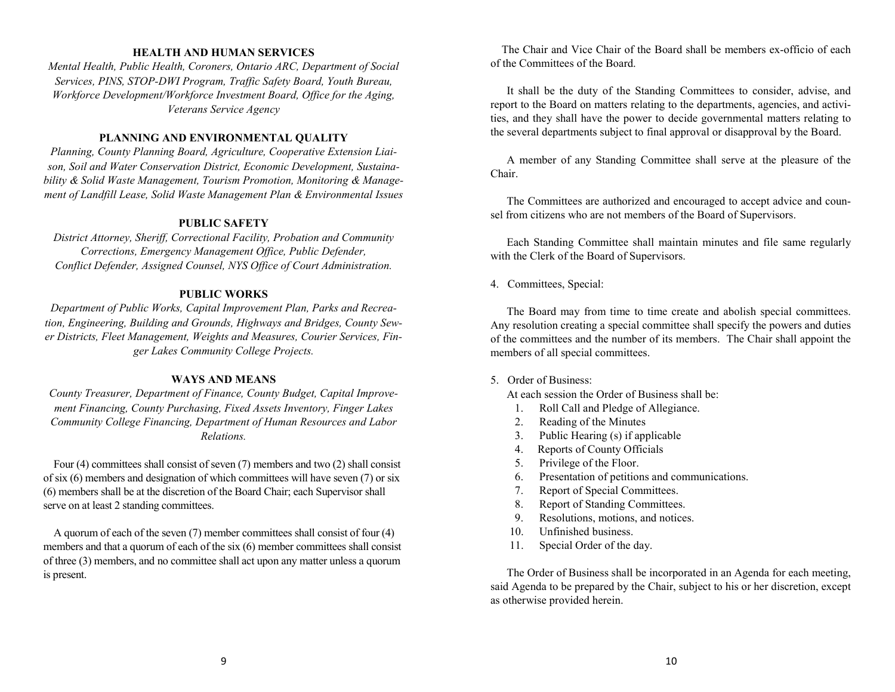**HEALTH AND HUMAN SERVICES**

*Mental Health, Public Health, Coroners, Ontario ARC, Department of Social Services, PINS, STOP-DWI Program, Traffic Safety Board, Youth Bureau, Workforce Development/Workforce Investment Board, Office for the Aging, Veterans Service Agency*

**PLANNING AND ENVIRONMENTAL QUALITY**

*Planning, County Planning Board, Agriculture, Cooperative Extension Liaison, Soil and Water Conservation District, Economic Development, Sustainability & Solid Waste Management, Tourism Promotion, Monitoring & Management of Landfill Lease, Solid Waste Management Plan & Environmental Issues*

**PUBLIC SAFETY**

*District Attorney, Sheriff, Correctional Facility, Probation and Community Corrections, Emergency Management Office, Public Defender, Conflict Defender, Assigned Counsel, NYS Office of Court Administration.*

**PUBLIC WORKS**

*Department of Public Works, Capital Improvement Plan, Parks and Recreation, Engineering, Building and Grounds, Highways and Bridges, County Sewer Districts, Fleet Management, Weights and Measures, Courier Services, Finger Lakes Community College Projects.*

**WAYS AND MEANS**

*County Treasurer, Department of Finance, County Budget, Capital Improvement Financing, County Purchasing, Fixed Assets Inventory, Finger Lakes Community College Financing, Department of Human Resources and Labor Relations.*

Four (4) committees shall consist of seven (7) members and two (2) shall consist of six (6) members and designation of which committees will have seven (7) or six (6) members shall be at the discretion of the Board Chair; each Supervisor shall serve on at least 2 standing committees.

A quorum of each of the seven (7) member committees shall consist of four (4) members and that a quorum of each of the six (6) member committees shall consist of three (3) members, and no committee shall act upon any matter unless a quorum is present.

The Chair and Vice Chair of the Board shall be members ex-officio of each of the Committees of the Board.

It shall be the duty of the Standing Committees to consider, advise, and report to the Board on matters relating to the departments, agencies, and activities, and they shall have the power to decide governmental matters relating to the several departments subject to final approval or disapproval by the Board.

A member of any Standing Committee shall serve at the pleasure of the Chair.

The Committees are authorized and encouraged to accept advice and counsel from citizens who are not members of the Board of Supervisors.

Each Standing Committee shall maintain minutes and file same regularly with the Clerk of the Board of Supervisors.

4. Committees, Special:

The Board may from time to time create and abolish special committees. Any resolution creating a special committee shall specify the powers and duties of the committees and the number of its members. The Chair shall appoint the members of all special committees.

5. Order of Business:

At each session the Order of Business shall be:

1. Roll Call and Pledge of Allegiance.
2. Reading of the Minutes
3. Public Hearing (s) if applicable
4. Reports of County Officials
5. Privilege of the Floor.
6. Presentation of petitions and communications.
7. Report of Special Committees.
8. Report of Standing Committees.
9. Resolutions, motions, and notices.
10. Unfinished business.
11. Special Order of the day.

The Order of Business shall be incorporated in an Agenda for each meeting, said Agenda to be prepared by the Chair, subject to his or her discretion, except as otherwise provided herein.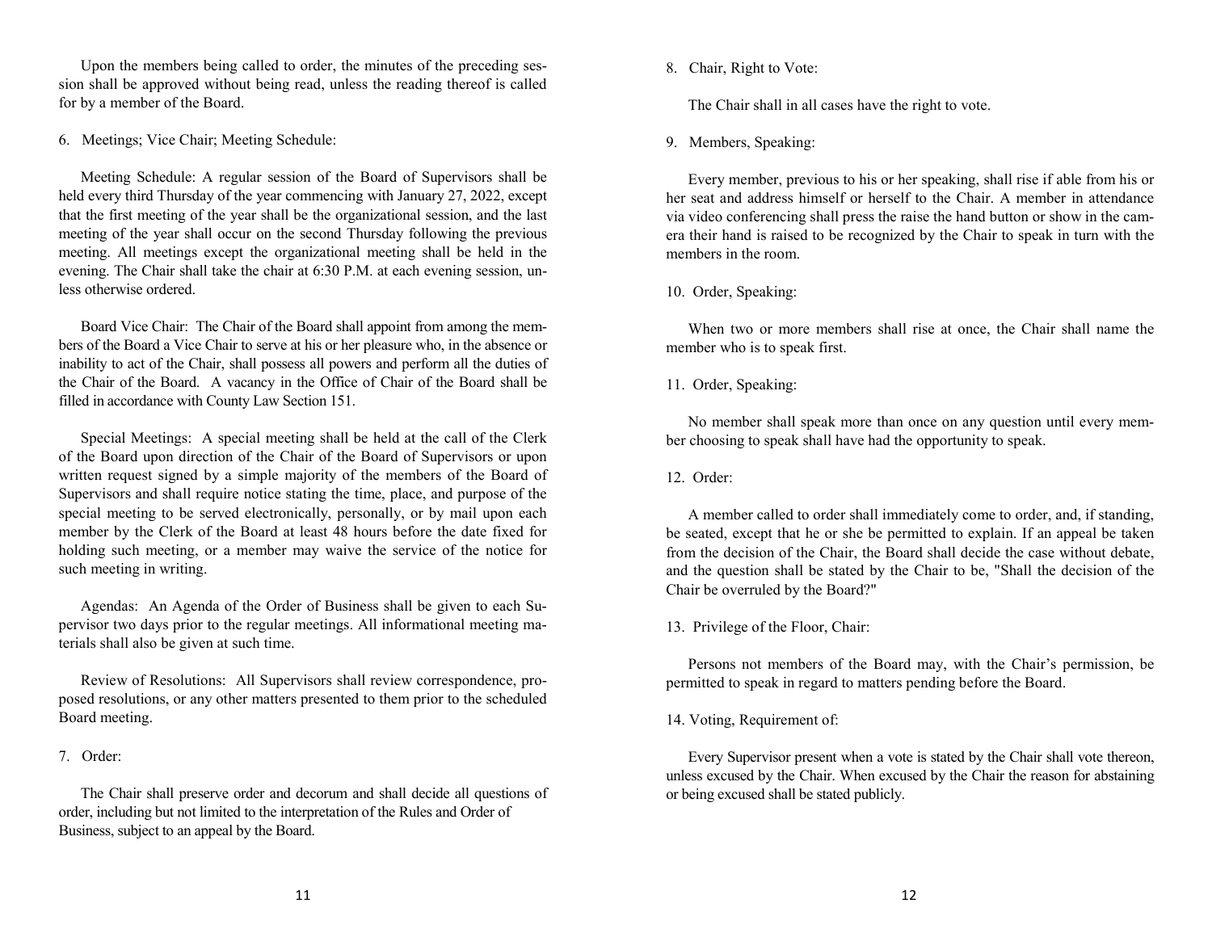Upon the members being called to order, the minutes of the preceding session shall be approved without being read, unless the reading thereof is called for by a member of the Board.

6. Meetings; Vice Chair; Meeting Schedule:

Meeting Schedule: A regular session of the Board of Supervisors shall be held every third Thursday of the year commencing with January 27, 2022, except that the first meeting of the year shall be the organizational session, and the last meeting of the year shall occur on the second Thursday following the previous meeting. All meetings except the organizational meeting shall be held in the evening. The Chair shall take the chair at 6:30 P.M. at each evening session, unless otherwise ordered.

Board Vice Chair: The Chair of the Board shall appoint from among the members of the Board a Vice Chair to serve at his or her pleasure who, in the absence or inability to act of the Chair, shall possess all powers and perform all the duties of the Chair of the Board. A vacancy in the Office of Chair of the Board shall be filled in accordance with County Law Section 151.

Special Meetings: A special meeting shall be held at the call of the Clerk of the Board upon direction of the Chair of the Board of Supervisors or upon written request signed by a simple majority of the members of the Board of Supervisors and shall require notice stating the time, place, and purpose of the special meeting to be served electronically, personally, or by mail upon each member by the Clerk of the Board at least 48 hours before the date fixed for holding such meeting, or a member may waive the service of the notice for such meeting in writing.

Agendas: An Agenda of the Order of Business shall be given to each Supervisor two days prior to the regular meetings. All informational meeting materials shall also be given at such time.

Review of Resolutions: All Supervisors shall review correspondence, proposed resolutions, or any other matters presented to them prior to the scheduled Board meeting.

7. Order:

The Chair shall preserve order and decorum and shall decide all questions of order, including but not limited to the interpretation of the Rules and Order of Business, subject to an appeal by the Board.

8. Chair, Right to Vote:

The Chair shall in all cases have the right to vote.

9. Members, Speaking:

Every member, previous to his or her speaking, shall rise if able from his or her seat and address himself or herself to the Chair. A member in attendance via video conferencing shall press the raise the hand button or show in the camera their hand is raised to be recognized by the Chair to speak in turn with the members in the room.

10. Order, Speaking:

When two or more members shall rise at once, the Chair shall name the member who is to speak first.

11. Order, Speaking:

No member shall speak more than once on any question until every member choosing to speak shall have had the opportunity to speak.

12. Order:

A member called to order shall immediately come to order, and, if standing, be seated, except that he or she be permitted to explain. If an appeal be taken from the decision of the Chair, the Board shall decide the case without debate, and the question shall be stated by the Chair to be, "Shall the decision of the Chair be overruled by the Board?"

13. Privilege of the Floor, Chair:

Persons not members of the Board may, with the Chair's permission, be permitted to speak in regard to matters pending before the Board.

14. Voting, Requirement of:

Every Supervisor present when a vote is stated by the Chair shall vote thereon, unless excused by the Chair. When excused by the Chair the reason for abstaining or being excused shall be stated publicly.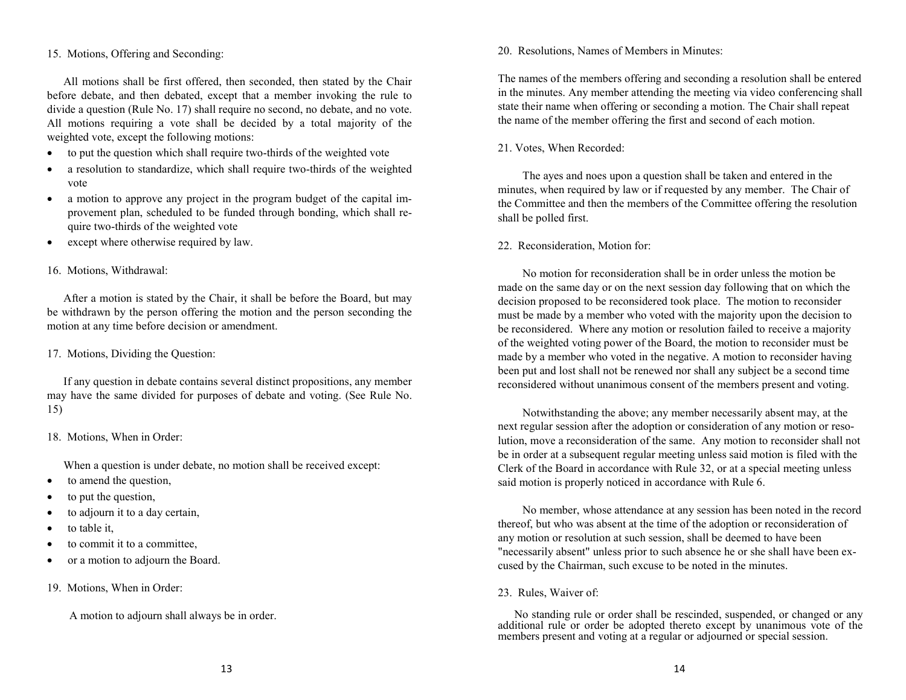15. Motions, Offering and Seconding:

All motions shall be first offered, then seconded, then stated by the Chair before debate, and then debated, except that a member invoking the rule to divide a question (Rule No. 17) shall require no second, no debate, and no vote. All motions requiring a vote shall be decided by a total majority of the weighted vote, except the following motions:

- to put the question which shall require two-thirds of the weighted vote
- a resolution to standardize, which shall require two-thirds of the weighted vote
- a motion to approve any project in the program budget of the capital improvement plan, scheduled to be funded through bonding, which shall require two-thirds of the weighted vote
- except where otherwise required by law.

16. Motions, Withdrawal:

After a motion is stated by the Chair, it shall be before the Board, but may be withdrawn by the person offering the motion and the person seconding the motion at any time before decision or amendment.

17. Motions, Dividing the Question:

If any question in debate contains several distinct propositions, any member may have the same divided for purposes of debate and voting. (See Rule No. 15)

18. Motions, When in Order:

When a question is under debate, no motion shall be received except:

- to amend the question,
- to put the question,
- to adjourn it to a day certain,
- to table it,
- to commit it to a committee,
- or a motion to adjourn the Board.

19. Motions, When in Order:

A motion to adjourn shall always be in order.

20. Resolutions, Names of Members in Minutes:

The names of the members offering and seconding a resolution shall be entered in the minutes. Any member attending the meeting via video conferencing shall state their name when offering or seconding a motion. The Chair shall repeat the name of the member offering the first and second of each motion.

21. Votes, When Recorded:

The ayes and noes upon a question shall be taken and entered in the minutes, when required by law or if requested by any member. The Chair of the Committee and then the members of the Committee offering the resolution shall be polled first.

22. Reconsideration, Motion for:

No motion for reconsideration shall be in order unless the motion be made on the same day or on the next session day following that on which the decision proposed to be reconsidered took place. The motion to reconsider must be made by a member who voted with the majority upon the decision to be reconsidered. Where any motion or resolution failed to receive a majority of the weighted voting power of the Board, the motion to reconsider must be made by a member who voted in the negative. A motion to reconsider having been put and lost shall not be renewed nor shall any subject be a second time reconsidered without unanimous consent of the members present and voting.

Notwithstanding the above; any member necessarily absent may, at the next regular session after the adoption or consideration of any motion or resolution, move a reconsideration of the same. Any motion to reconsider shall not be in order at a subsequent regular meeting unless said motion is filed with the Clerk of the Board in accordance with Rule 32, or at a special meeting unless said motion is properly noticed in accordance with Rule 6.

No member, whose attendance at any session has been noted in the record thereof, but who was absent at the time of the adoption or reconsideration of any motion or resolution at such session, shall be deemed to have been "necessarily absent" unless prior to such absence he or she shall have been excused by the Chairman, such excuse to be noted in the minutes.

23. Rules, Waiver of:

No standing rule or order shall be rescinded, suspended, or changed or any additional rule or order be adopted thereto except by unanimous vote of the members present and voting at a regular or adjourned or special session.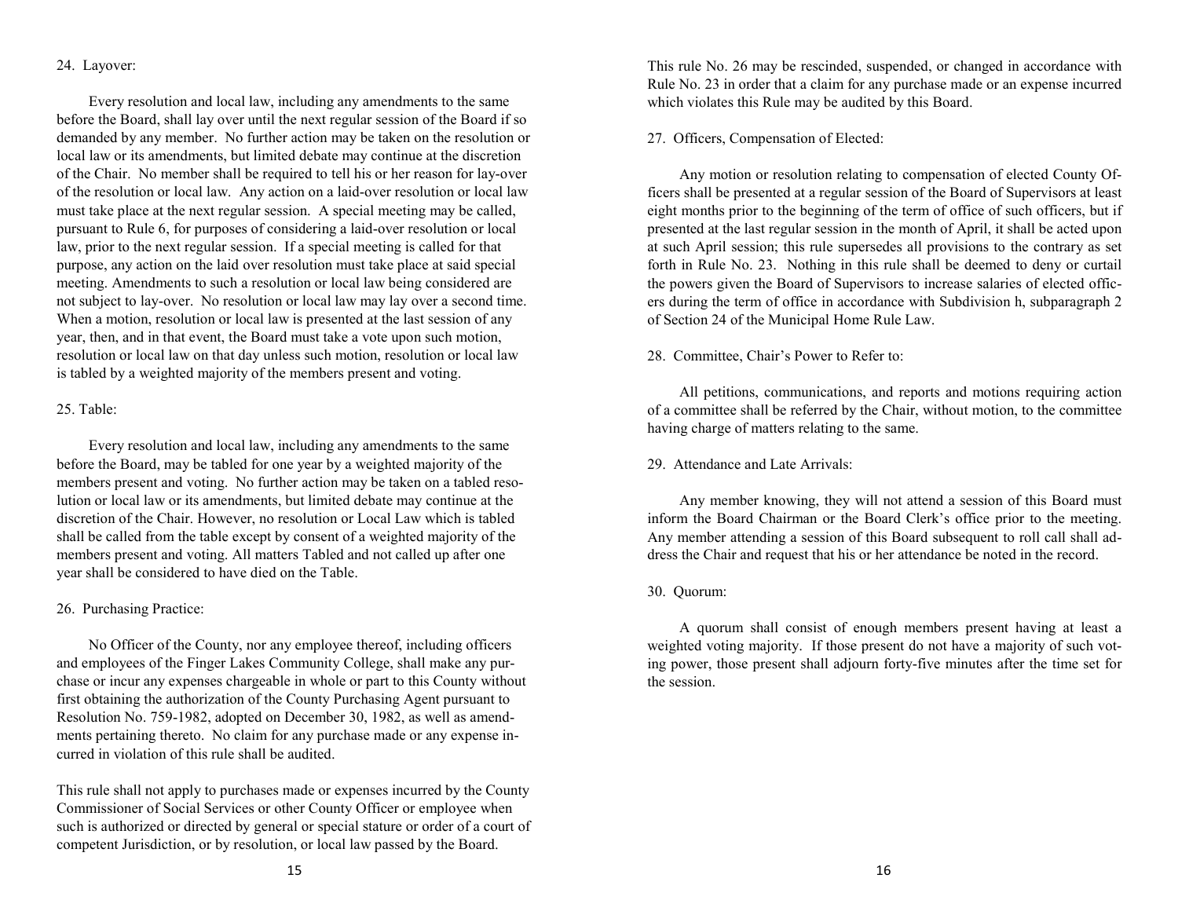24. Layover:

Every resolution and local law, including any amendments to the same before the Board, shall lay over until the next regular session of the Board if so demanded by any member. No further action may be taken on the resolution or local law or its amendments, but limited debate may continue at the discretion of the Chair. No member shall be required to tell his or her reason for lay-over of the resolution or local law. Any action on a laid-over resolution or local law must take place at the next regular session. A special meeting may be called, pursuant to Rule 6, for purposes of considering a laid-over resolution or local law, prior to the next regular session. If a special meeting is called for that purpose, any action on the laid over resolution must take place at said special meeting. Amendments to such a resolution or local law being considered are not subject to lay-over. No resolution or local law may lay over a second time. When a motion, resolution or local law is presented at the last session of any year, then, and in that event, the Board must take a vote upon such motion, resolution or local law on that day unless such motion, resolution or local law is tabled by a weighted majority of the members present and voting.

25. Table:

Every resolution and local law, including any amendments to the same before the Board, may be tabled for one year by a weighted majority of the members present and voting. No further action may be taken on a tabled resolution or local law or its amendments, but limited debate may continue at the discretion of the Chair. However, no resolution or Local Law which is tabled shall be called from the table except by consent of a weighted majority of the members present and voting. All matters Tabled and not called up after one year shall be considered to have died on the Table.

26. Purchasing Practice:

No Officer of the County, nor any employee thereof, including officers and employees of the Finger Lakes Community College, shall make any purchase or incur any expenses chargeable in whole or part to this County without first obtaining the authorization of the County Purchasing Agent pursuant to Resolution No. 759-1982, adopted on December 30, 1982, as well as amendments pertaining thereto. No claim for any purchase made or any expense incurred in violation of this rule shall be audited.

This rule shall not apply to purchases made or expenses incurred by the County Commissioner of Social Services or other County Officer or employee when such is authorized or directed by general or special stature or order of a court of competent Jurisdiction, or by resolution, or local law passed by the Board.

This rule No. 26 may be rescinded, suspended, or changed in accordance with Rule No. 23 in order that a claim for any purchase made or an expense incurred which violates this Rule may be audited by this Board.

27. Officers, Compensation of Elected:

Any motion or resolution relating to compensation of elected County Officers shall be presented at a regular session of the Board of Supervisors at least eight months prior to the beginning of the term of office of such officers, but if presented at the last regular session in the month of April, it shall be acted upon at such April session; this rule supersedes all provisions to the contrary as set forth in Rule No. 23. Nothing in this rule shall be deemed to deny or curtail the powers given the Board of Supervisors to increase salaries of elected officers during the term of office in accordance with Subdivision h, subparagraph 2 of Section 24 of the Municipal Home Rule Law.

28. Committee, Chair's Power to Refer to:

All petitions, communications, and reports and motions requiring action of a committee shall be referred by the Chair, without motion, to the committee having charge of matters relating to the same.

29. Attendance and Late Arrivals:

Any member knowing, they will not attend a session of this Board must inform the Board Chairman or the Board Clerk's office prior to the meeting. Any member attending a session of this Board subsequent to roll call shall address the Chair and request that his or her attendance be noted in the record.

30. Quorum:

A quorum shall consist of enough members present having at least a weighted voting majority. If those present do not have a majority of such voting power, those present shall adjourn forty-five minutes after the time set for the session.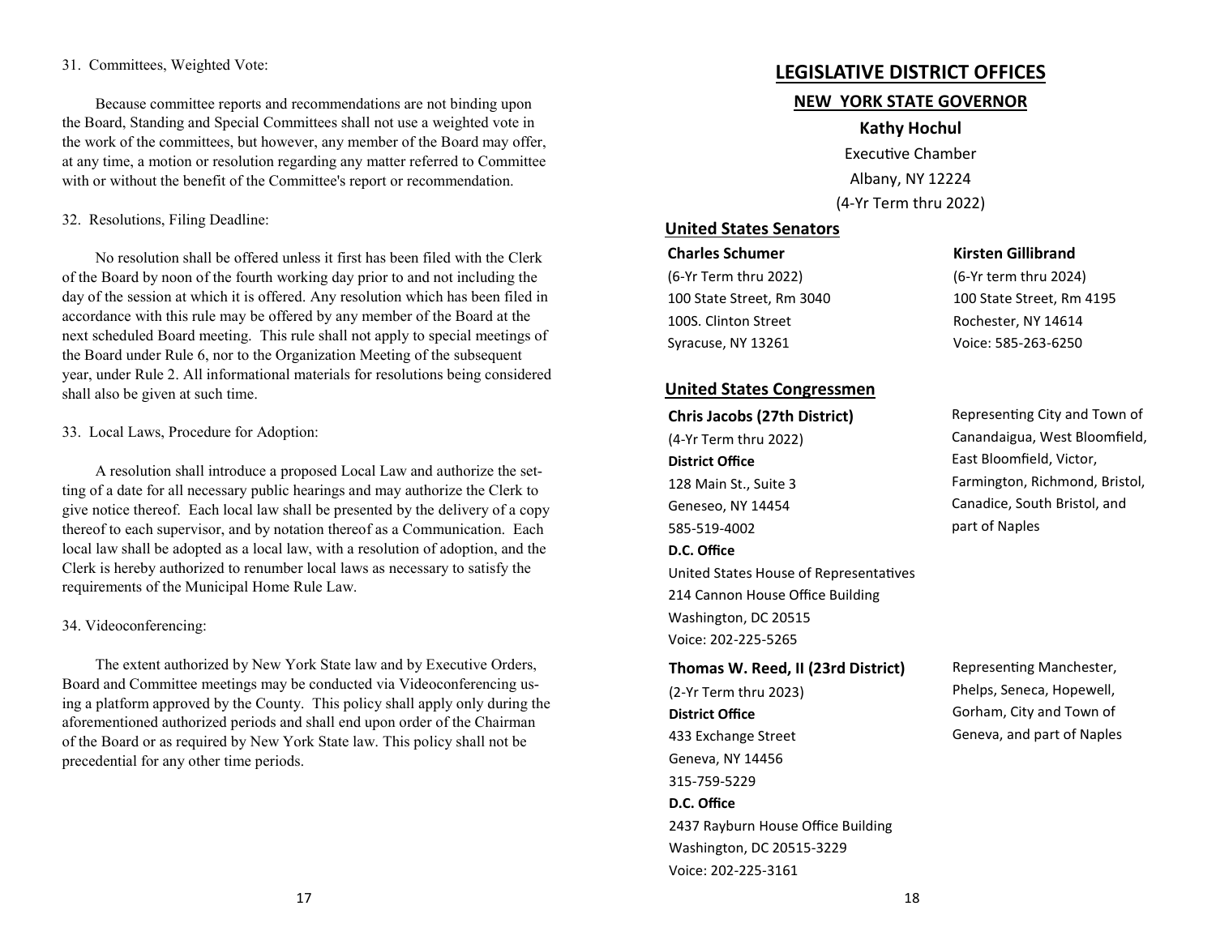31. Committees, Weighted Vote:

Because committee reports and recommendations are not binding upon the Board, Standing and Special Committees shall not use a weighted vote in the work of the committees, but however, any member of the Board may offer, at any time, a motion or resolution regarding any matter referred to Committee with or without the benefit of the Committee's report or recommendation.

32. Resolutions, Filing Deadline:

No resolution shall be offered unless it first has been filed with the Clerk of the Board by noon of the fourth working day prior to and not including the day of the session at which it is offered. Any resolution which has been filed in accordance with this rule may be offered by any member of the Board at the next scheduled Board meeting. This rule shall not apply to special meetings of the Board under Rule 6, nor to the Organization Meeting of the subsequent year, under Rule 2. All informational materials for resolutions being considered shall also be given at such time.

33. Local Laws, Procedure for Adoption:

A resolution shall introduce a proposed Local Law and authorize the setting of a date for all necessary public hearings and may authorize the Clerk to give notice thereof. Each local law shall be presented by the delivery of a copy thereof to each supervisor, and by notation thereof as a Communication. Each local law shall be adopted as a local law, with a resolution of adoption, and the Clerk is hereby authorized to renumber local laws as necessary to satisfy the requirements of the Municipal Home Rule Law.

34. Videoconferencing:

The extent authorized by New York State law and by Executive Orders, Board and Committee meetings may be conducted via Videoconferencing using a platform approved by the County. This policy shall apply only during the aforementioned authorized periods and shall end upon order of the Chairman of the Board or as required by New York State law. This policy shall not be precedential for any other time periods.

# LEGISLATIVE DISTRICT OFFICES

## NEW YORK STATE GOVERNOR

**Kathy Hochul**
Executive Chamber
Albany, NY 12224
(4-Yr Term thru 2022)

## United States Senators

**Charles Schumer**
(6-Yr Term thru 2022)
100 State Street, Rm 3040
100S. Clinton Street
Syracuse, NY 13261

**Kirsten Gillibrand**
(6-Yr term thru 2024)
100 State Street, Rm 4195
Rochester, NY 14614
Voice: 585-263-6250

## United States Congressmen

**Chris Jacobs (27th District)**
(4-Yr Term thru 2022)

Representing City and Town of Canandaigua, West Bloomfield, East Bloomfield, Victor, Farmington, Richmond, Bristol, Canadice, South Bristol, and part of Naples

**District Office**
128 Main St., Suite 3
Geneseo, NY 14454
585-519-4002

**D.C. Office**
United States House of Representatives
214 Cannon House Office Building
Washington, DC 20515
Voice: 202-225-5265

**Thomas W. Reed, II (23rd District)**
(2-Yr Term thru 2023)

Representing Manchester, Phelps, Seneca, Hopewell, Gorham, City and Town of Geneva, and part of Naples

**District Office**
433 Exchange Street
Geneva, NY 14456
315-759-5229

**D.C. Office**
2437 Rayburn House Office Building
Washington, DC 20515-3229
Voice: 202-225-3161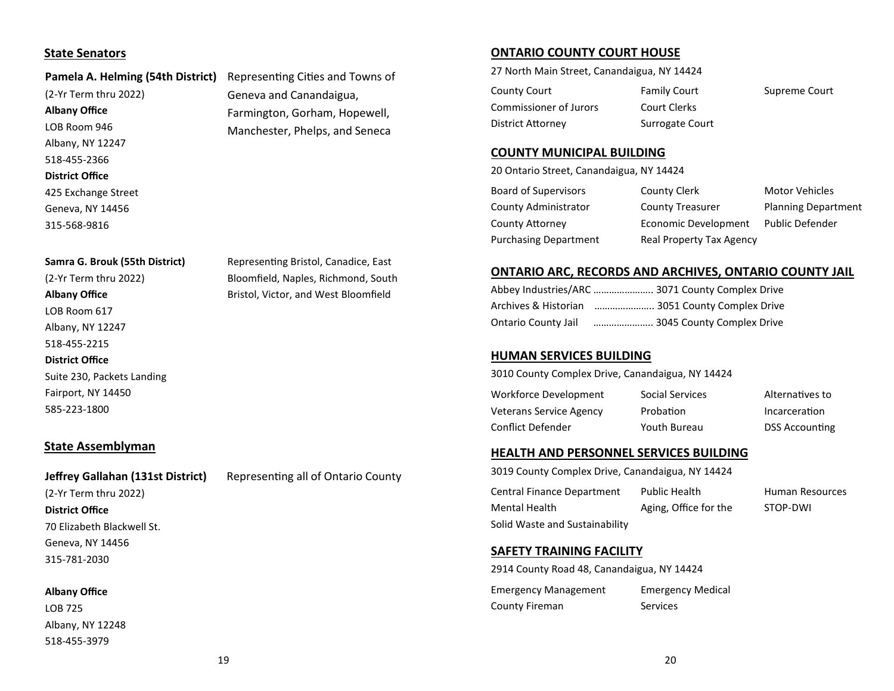## State Senators

**Pamela A. Helming (54th District)** Representing Cities and Towns of Geneva and Canandaigua, Farmington, Gorham, Hopewell, Manchester, Phelps, and Seneca

(2-Yr Term thru 2022)

**Albany Office**
LOB Room 946
Albany, NY 12247
518-455-2366

**District Office**
425 Exchange Street
Geneva, NY 14456
315-568-9816

**Samra G. Brouk (55th District)** Representing Bristol, Canadice, East Bloomfield, Naples, Richmond, South Bristol, Victor, and West Bloomfield

(2-Yr Term thru 2022)

**Albany Office**
LOB Room 617
Albany, NY 12247
518-455-2215

**District Office**
Suite 230, Packets Landing
Fairport, NY 14450
585-223-1800

## State Assemblyman

**Jeffrey Gallahan (131st District)** Representing all of Ontario County

(2-Yr Term thru 2022)

**District Office**
70 Elizabeth Blackwell St.
Geneva, NY 14456
315-781-2030

**Albany Office**
LOB 725
Albany, NY 12248
518-455-3979

## ONTARIO COUNTY COURT HOUSE

27 North Main Street, Canandaigua, NY 14424

| | | |
|---|---|---|
| County Court | Family Court | Supreme Court |
| Commissioner of Jurors | Court Clerks | |
| District Attorney | Surrogate Court | |

## COUNTY MUNICIPAL BUILDING

20 Ontario Street, Canandaigua, NY 14424

| | | |
|---|---|---|
| Board of Supervisors | County Clerk | Motor Vehicles |
| County Administrator | County Treasurer | Planning Department |
| County Attorney | Economic Development | Public Defender |
| Purchasing Department | Real Property Tax Agency | |

## ONTARIO ARC, RECORDS AND ARCHIVES, ONTARIO COUNTY JAIL

Abbey Industries/ARC ………………….. 3071 County Complex Drive
Archives & Historian ………………….. 3051 County Complex Drive
Ontario County Jail ………………….. 3045 County Complex Drive

## HUMAN SERVICES BUILDING

3010 County Complex Drive, Canandaigua, NY 14424

| | | |
|---|---|---|
| Workforce Development | Social Services | Alternatives to Incarceration |
| Veterans Service Agency | Probation | |
| Conflict Defender | Youth Bureau | DSS Accounting |

## HEALTH AND PERSONNEL SERVICES BUILDING

3019 County Complex Drive, Canandaigua, NY 14424

| | | |
|---|---|---|
| Central Finance Department | Public Health | Human Resources |
| Mental Health | Aging, Office for the | STOP-DWI |
| Solid Waste and Sustainability | | |

## SAFETY TRAINING FACILITY

2914 County Road 48, Canandaigua, NY 14424

| | |
|---|---|
| Emergency Management | Emergency Medical Services |
| County Fireman | |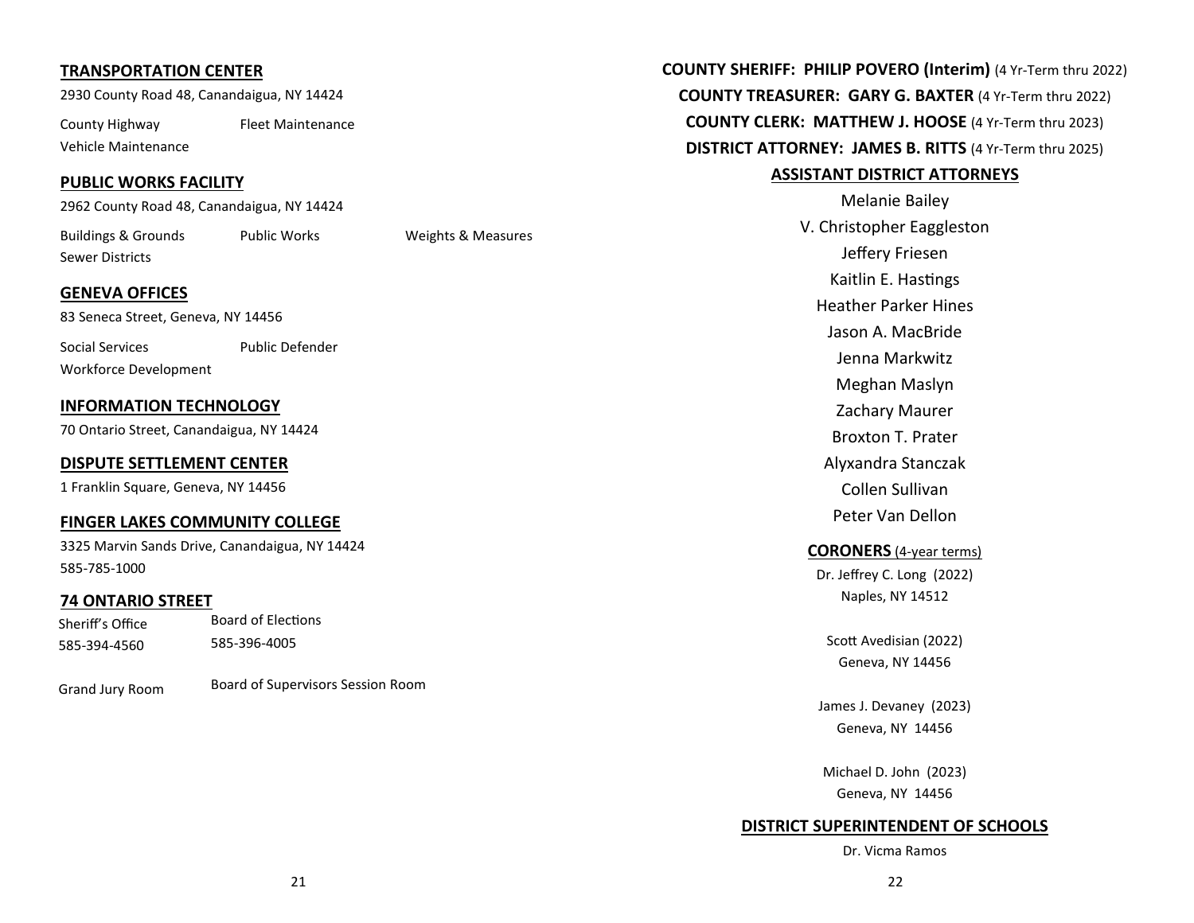## TRANSPORTATION CENTER

2930 County Road 48, Canandaigua, NY 14424

County Highway
Fleet Maintenance
Vehicle Maintenance

## PUBLIC WORKS FACILITY

2962 County Road 48, Canandaigua, NY 14424

Buildings & Grounds
Public Works
Weights & Measures
Sewer Districts

## GENEVA OFFICES

83 Seneca Street, Geneva, NY 14456

Social Services
Public Defender
Workforce Development

## INFORMATION TECHNOLOGY

70 Ontario Street, Canandaigua, NY 14424

## DISPUTE SETTLEMENT CENTER

1 Franklin Square, Geneva, NY 14456

## FINGER LAKES COMMUNITY COLLEGE

3325 Marvin Sands Drive, Canandaigua, NY 14424
585-785-1000

## 74 ONTARIO STREET

Sheriff's Office
585-394-4560

Board of Elections
585-396-4005

Grand Jury Room

Board of Supervisors Session Room

**COUNTY SHERIFF: PHILIP POVERO (Interim)** (4 Yr-Term thru 2022)

**COUNTY TREASURER: GARY G. BAXTER** (4 Yr-Term thru 2022)

**COUNTY CLERK: MATTHEW J. HOOSE** (4 Yr-Term thru 2023)

**DISTRICT ATTORNEY: JAMES B. RITTS** (4 Yr-Term thru 2025)

## ASSISTANT DISTRICT ATTORNEYS

Melanie Bailey
V. Christopher Eaggleston
Jeffery Friesen
Kaitlin E. Hastings
Heather Parker Hines
Jason A. MacBride
Jenna Markwitz
Meghan Maslyn
Zachary Maurer
Broxton T. Prater
Alyxandra Stanczak
Collen Sullivan
Peter Van Dellon

## CORONERS (4-year terms)

Dr. Jeffrey C. Long (2022)
Naples, NY 14512

Scott Avedisian (2022)
Geneva, NY 14456

James J. Devaney (2023)
Geneva, NY 14456

Michael D. John (2023)
Geneva, NY 14456

## DISTRICT SUPERINTENDENT OF SCHOOLS

Dr. Vicma Ramos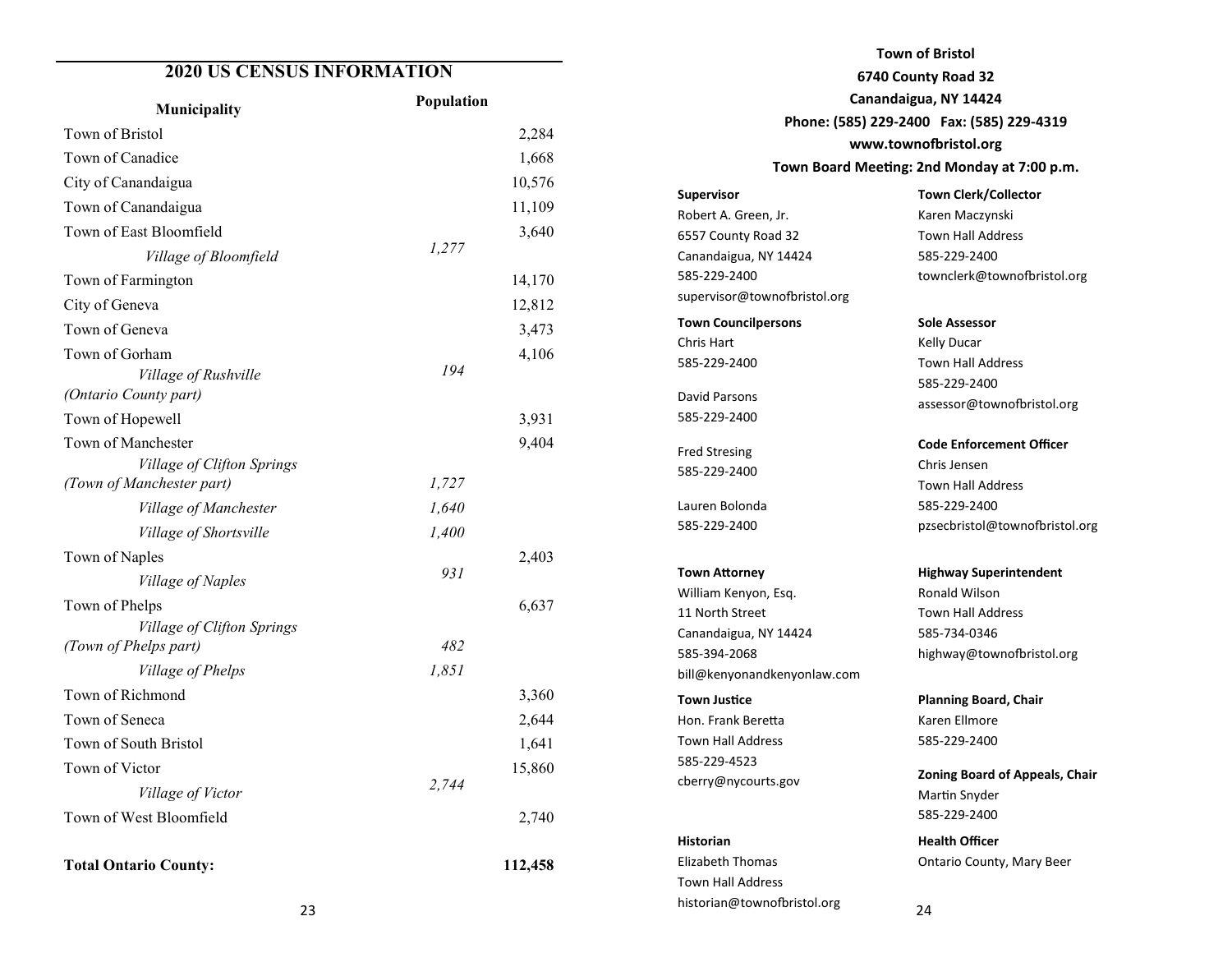## 2020 US CENSUS INFORMATION

| Municipality | | Population |
|---|---|---|
| Town of Bristol | | 2,284 |
| Town of Canadice | | 1,668 |
| City of Canandaigua | | 10,576 |
| Town of Canandaigua | | 11,109 |
| Town of East Bloomfield | | 3,640 |
| *Village of Bloomfield* | *1,277* | |
| Town of Farmington | | 14,170 |
| City of Geneva | | 12,812 |
| Town of Geneva | | 3,473 |
| Town of Gorham | | 4,106 |
| *Village of Rushville (Ontario County part)* | *194* | |
| Town of Hopewell | | 3,931 |
| Town of Manchester | | 9,404 |
| *Village of Clifton Springs (Town of Manchester part)* | *1,727* | |
| *Village of Manchester* | *1,640* | |
| *Village of Shortsville* | *1,400* | |
| Town of Naples | | 2,403 |
| *Village of Naples* | *931* | |
| Town of Phelps | | 6,637 |
| *Village of Clifton Springs (Town of Phelps part)* | *482* | |
| *Village of Phelps* | *1,851* | |
| Town of Richmond | | 3,360 |
| Town of Seneca | | 2,644 |
| Town of South Bristol | | 1,641 |
| Town of Victor | | 15,860 |
| *Village of Victor* | *2,744* | |
| Town of West Bloomfield | | 2,740 |
| **Total Ontario County:** | | **112,458** |

**Town of Bristol**
**6740 County Road 32**
**Canandaigua, NY 14424**
**Phone: (585) 229-2400 Fax: (585) 229-4319**
**www.townofbristol.org**
**Town Board Meeting: 2nd Monday at 7:00 p.m.**

**Supervisor**
Robert A. Green, Jr.
6557 County Road 32
Canandaigua, NY 14424
585-229-2400
supervisor@townofbristol.org

**Town Councilpersons**
Chris Hart
585-229-2400

David Parsons
585-229-2400

Fred Stresing
585-229-2400

Lauren Bolonda
585-229-2400

**Town Attorney**
William Kenyon, Esq.
11 North Street
Canandaigua, NY 14424
585-394-2068
bill@kenyonandkenyonlaw.com

**Town Justice**
Hon. Frank Beretta
Town Hall Address
585-229-4523
cberry@nycourts.gov

**Historian**
Elizabeth Thomas
Town Hall Address
historian@townofbristol.org

**Town Clerk/Collector**
Karen Maczynski
Town Hall Address
585-229-2400
townclerk@townofbristol.org

**Sole Assessor**
Kelly Ducar
Town Hall Address
585-229-2400
assessor@townofbristol.org

**Code Enforcement Officer**
Chris Jensen
Town Hall Address
585-229-2400
pzsecbristol@townofbristol.org

**Highway Superintendent**
Ronald Wilson
Town Hall Address
585-734-0346
highway@townofbristol.org

**Planning Board, Chair**
Karen Ellmore
585-229-2400

**Zoning Board of Appeals, Chair**
Martin Snyder
585-229-2400

**Health Officer**
Ontario County, Mary Beer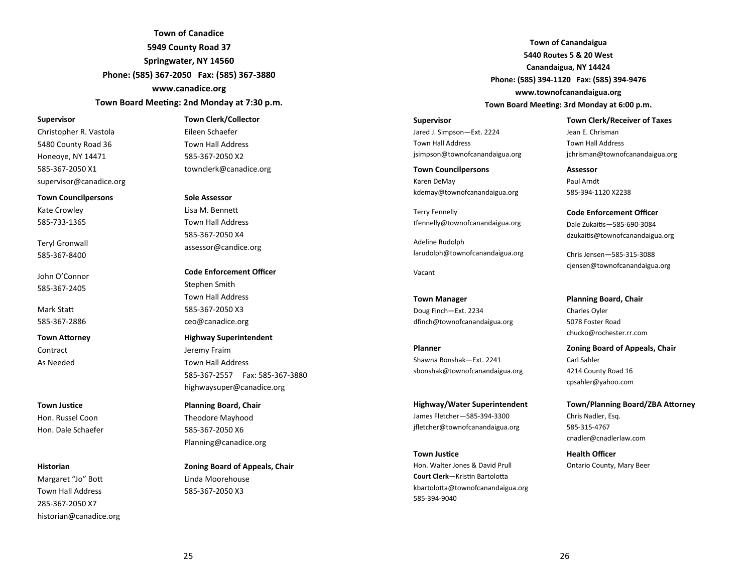## Town of Canadice

**5949 County Road 37**
**Springwater, NY 14560**
**Phone: (585) 367-2050 Fax: (585) 367-3880**
**www.canadice.org**
**Town Board Meeting: 2nd Monday at 7:30 p.m.**

**Supervisor**
Christopher R. Vastola
5480 County Road 36
Honeoye, NY 14471
585-367-2050 X1
supervisor@canadice.org

**Town Councilpersons**
Kate Crowley
585-733-1365

Teryl Gronwall
585-367-8400

John O'Connor
585-367-2405

Mark Statt
585-367-2886

**Town Attorney**
Contract
As Needed

**Town Justice**
Hon. Russel Coon
Hon. Dale Schaefer

**Historian**
Margaret "Jo" Bott
Town Hall Address
285-367-2050 X7
historian@canadice.org

**Town Clerk/Collector**
Eileen Schaefer
Town Hall Address
585-367-2050 X2
townclerk@canadice.org

**Sole Assessor**
Lisa M. Bennett
Town Hall Address
585-367-2050 X4
assessor@candice.org

**Code Enforcement Officer**
Stephen Smith
Town Hall Address
585-367-2050 X3
ceo@canadice.org

**Highway Superintendent**
Jeremy Fraim
Town Hall Address
585-367-2557 Fax: 585-367-3880
highwaysuper@canadice.org

**Planning Board, Chair**
Theodore Mayhood
585-367-2050 X6
Planning@canadice.org

**Zoning Board of Appeals, Chair**
Linda Moorehouse
585-367-2050 X3

## Town of Canandaigua

**5440 Routes 5 & 20 West**
**Canandaigua, NY 14424**
**Phone: (585) 394-1120 Fax: (585) 394-9476**
**www.townofcanandaigua.org**
**Town Board Meeting: 3rd Monday at 6:00 p.m.**

**Supervisor**
Jared J. Simpson—Ext. 2224
Town Hall Address
jsimpson@townofcanandaigua.org

**Town Councilpersons**
Karen DeMay
kdemay@townofcanandaigua.org

Terry Fennelly
tfennelly@townofcanandaigua.org

Adeline Rudolph
larudolph@townofcanandaigua.org

Vacant

**Town Manager**
Doug Finch—Ext. 2234
dfinch@townofcanandaigua.org

**Planner**
Shawna Bonshak—Ext. 2241
sbonshak@townofcanandaigua.org

**Highway/Water Superintendent**
James Fletcher—585-394-3300
jfletcher@townofcanandaigua.org

**Town Justice**
Hon. Walter Jones & David Prull
**Court Clerk**—Kristin Bartolotta
kbartolotta@townofcanandaigua.org
585-394-9040

**Town Clerk/Receiver of Taxes**
Jean E. Chrisman
Town Hall Address
jchrisman@townofcanandaigua.org

**Assessor**
Paul Arndt
585-394-1120 X2238

**Code Enforcement Officer**
Dale Zukaitis—585-690-3084
dzukaitis@townofcanandaigua.org

Chris Jensen—585-315-3088
cjensen@townofcanandaigua.org

**Planning Board, Chair**
Charles Oyler
5078 Foster Road
chucko@rochester.rr.com

**Zoning Board of Appeals, Chair**
Carl Sahler
4214 County Road 16
cpsahler@yahoo.com

**Town/Planning Board/ZBA Attorney**
Chris Nadler, Esq.
585-315-4767
cnadler@cnadlerlaw.com

**Health Officer**
Ontario County, Mary Beer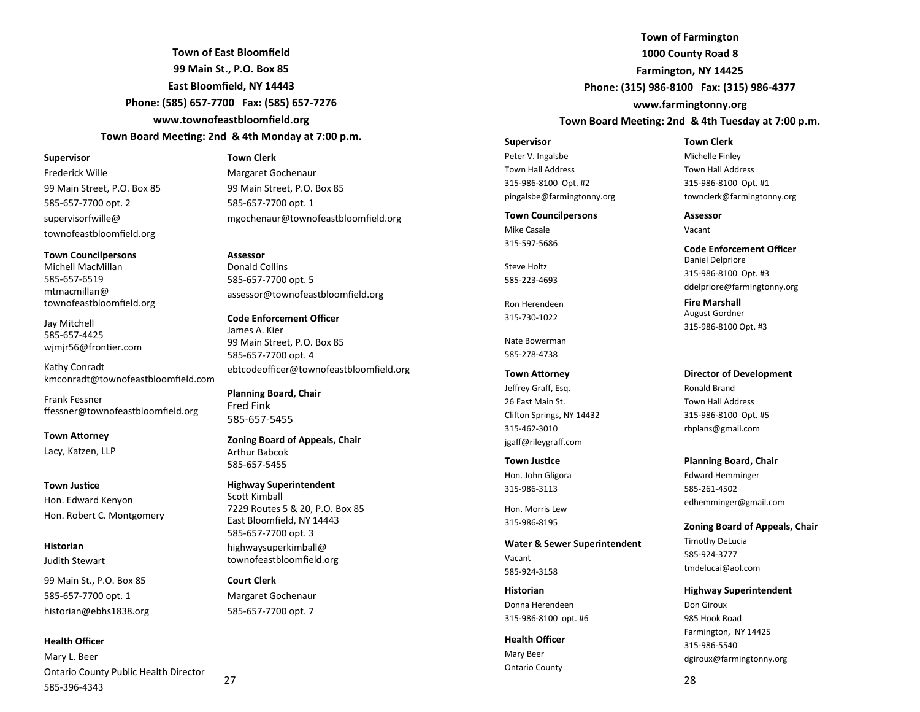## Town of East Bloomfield

**99 Main St., P.O. Box 85**
**East Bloomfield, NY 14443**
**Phone: (585) 657-7700 Fax: (585) 657-7276**
**www.townofeastbloomfield.org**
**Town Board Meeting: 2nd & 4th Monday at 7:00 p.m.**

**Supervisor**
Frederick Wille
99 Main Street, P.O. Box 85
585-657-7700 opt. 2
supervisorfwille@townofeastbloomfield.org

**Town Councilpersons**
Michell MacMillan
585-657-6519
mtmacmillan@townofeastbloomfield.org

Jay Mitchell
585-657-4425
wjmjr56@frontier.com

Kathy Conradt
kmconradt@townofeastbloomfield.com

Frank Fessner
ffessner@townofeastbloomfield.org

**Town Attorney**
Lacy, Katzen, LLP

**Town Justice**
Hon. Edward Kenyon
Hon. Robert C. Montgomery

**Historian**
Judith Stewart
99 Main St., P.O. Box 85
585-657-7700 opt. 1
historian@ebhs1838.org

**Health Officer**
Mary L. Beer
Ontario County Public Health Director
585-396-4343

**Town Clerk**
Margaret Gochenaur
99 Main Street, P.O. Box 85
585-657-7700 opt. 1
mgochenaur@townofeastbloomfield.org

**Assessor**
Donald Collins
585-657-7700 opt. 5
assessor@townofeastbloomfield.org

**Code Enforcement Officer**
James A. Kier
99 Main Street, P.O. Box 85
585-657-7700 opt. 4
ebtcodeofficer@townofeastbloomfield.org

**Planning Board, Chair**
Fred Fink
585-657-5455

**Zoning Board of Appeals, Chair**
Arthur Babcok
585-657-5455

**Highway Superintendent**
Scott Kimball
7229 Routes 5 & 20, P.O. Box 85
East Bloomfield, NY 14443
585-657-7700 opt. 3
highwaysuperkimball@townofeastbloomfield.org

**Court Clerk**
Margaret Gochenaur
585-657-7700 opt. 7

## Town of Farmington

**1000 County Road 8**
**Farmington, NY 14425**
**Phone: (315) 986-8100 Fax: (315) 986-4377**
**www.farmingtonny.org**
**Town Board Meeting: 2nd & 4th Tuesday at 7:00 p.m.**

**Supervisor**
Peter V. Ingalsbe
Town Hall Address
315-986-8100 Opt. #2
pingalsbe@farmingtonny.org

**Town Councilpersons**
Mike Casale
315-597-5686

Steve Holtz
585-223-4693

Ron Herendeen
315-730-1022

Nate Bowerman
585-278-4738

**Town Attorney**
Jeffrey Graff, Esq.
26 East Main St.
Clifton Springs, NY 14432
315-462-3010
jgaff@rileygraff.com

**Town Justice**
Hon. John Gligora
315-986-3113

Hon. Morris Lew
315-986-8195

**Water & Sewer Superintendent**
Vacant
585-924-3158

**Historian**
Donna Herendeen
315-986-8100 opt. #6

**Health Officer**
Mary Beer
Ontario County

**Town Clerk**
Michelle Finley
Town Hall Address
315-986-8100 Opt. #1
townclerk@farmingtonny.org

**Assessor**
Vacant

**Code Enforcement Officer**
Daniel Delpriore
315-986-8100 Opt. #3
ddelpriore@farmingtonny.org

**Fire Marshall**
August Gordner
315-986-8100 Opt. #3

**Director of Development**
Ronald Brand
Town Hall Address
315-986-8100 Opt. #5
rbplans@gmail.com

**Planning Board, Chair**
Edward Hemminger
585-261-4502
edhemminger@gmail.com

**Zoning Board of Appeals, Chair**
Timothy DeLucia
585-924-3777
tmdelucai@aol.com

**Highway Superintendent**
Don Giroux
985 Hook Road
Farmington, NY 14425
315-986-5540
dgiroux@farmingtonny.org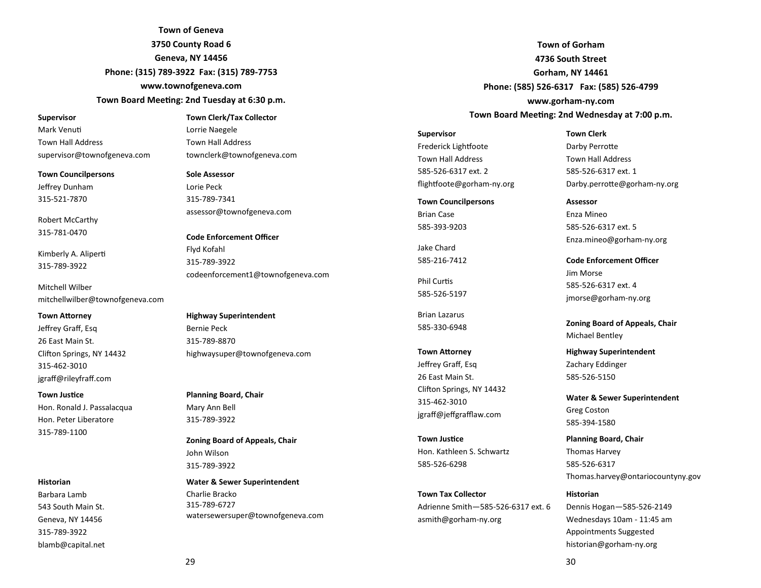## Town of Geneva

**3750 County Road 6**
**Geneva, NY 14456**
**Phone: (315) 789-3922 Fax: (315) 789-7753**
**www.townofgeneva.com**
**Town Board Meeting: 2nd Tuesday at 6:30 p.m.**

**Supervisor**
Mark Venuti
Town Hall Address
supervisor@townofgeneva.com

**Town Councilpersons**
Jeffrey Dunham
315-521-7870

Robert McCarthy
315-781-0470

Kimberly A. Aliperti
315-789-3922

Mitchell Wilber
mitchellwilber@townofgeneva.com

**Town Attorney**
Jeffrey Graff, Esq
26 East Main St.
Clifton Springs, NY 14432
315-462-3010
jgraff@rileyfraff.com

**Town Justice**
Hon. Ronald J. Passalacqua
Hon. Peter Liberatore
315-789-1100

**Historian**
Barbara Lamb
543 South Main St.
Geneva, NY 14456
315-789-3922
blamb@capital.net

**Town Clerk/Tax Collector**
Lorrie Naegele
Town Hall Address
townclerk@townofgeneva.com

**Sole Assessor**
Lorie Peck
315-789-7341
assessor@townofgeneva.com

**Code Enforcement Officer**
Flyd Kofahl
315-789-3922
codeenforcement1@townofgeneva.com

**Highway Superintendent**
Bernie Peck
315-789-8870
highwaysuper@townofgeneva.com

**Planning Board, Chair**
Mary Ann Bell
315-789-3922

**Zoning Board of Appeals, Chair**
John Wilson
315-789-3922

**Water & Sewer Superintendent**
Charlie Bracko
315-789-6727
watersewersuper@townofgeneva.com

## Town of Gorham

**4736 South Street**
**Gorham, NY 14461**
**Phone: (585) 526-6317 Fax: (585) 526-4799**
**www.gorham-ny.com**
**Town Board Meeting: 2nd Wednesday at 7:00 p.m.**

**Supervisor**
Frederick Lightfoote
Town Hall Address
585-526-6317 ext. 2
flightfoote@gorham-ny.org

**Town Councilpersons**
Brian Case
585-393-9203

Jake Chard
585-216-7412

Phil Curtis
585-526-5197

Brian Lazarus
585-330-6948

**Town Attorney**
Jeffrey Graff, Esq
26 East Main St.
Clifton Springs, NY 14432
315-462-3010
jgraff@jeffgrafflaw.com

**Town Justice**
Hon. Kathleen S. Schwartz
585-526-6298

**Town Tax Collector**
Adrienne Smith—585-526-6317 ext. 6
asmith@gorham-ny.org

**Town Clerk**
Darby Perrotte
Town Hall Address
585-526-6317 ext. 1
Darby.perrotte@gorham-ny.org

**Assessor**
Enza Mineo
585-526-6317 ext. 5
Enza.mineo@gorham-ny.org

**Code Enforcement Officer**
Jim Morse
585-526-6317 ext. 4
jmorse@gorham-ny.org

**Zoning Board of Appeals, Chair**
Michael Bentley

**Highway Superintendent**
Zachary Eddinger
585-526-5150

**Water & Sewer Superintendent**
Greg Coston
585-394-1580

**Planning Board, Chair**
Thomas Harvey
585-526-6317
Thomas.harvey@ontariocountyny.gov

**Historian**
Dennis Hogan—585-526-2149
Wednesdays 10am - 11:45 am
Appointments Suggested
historian@gorham-ny.org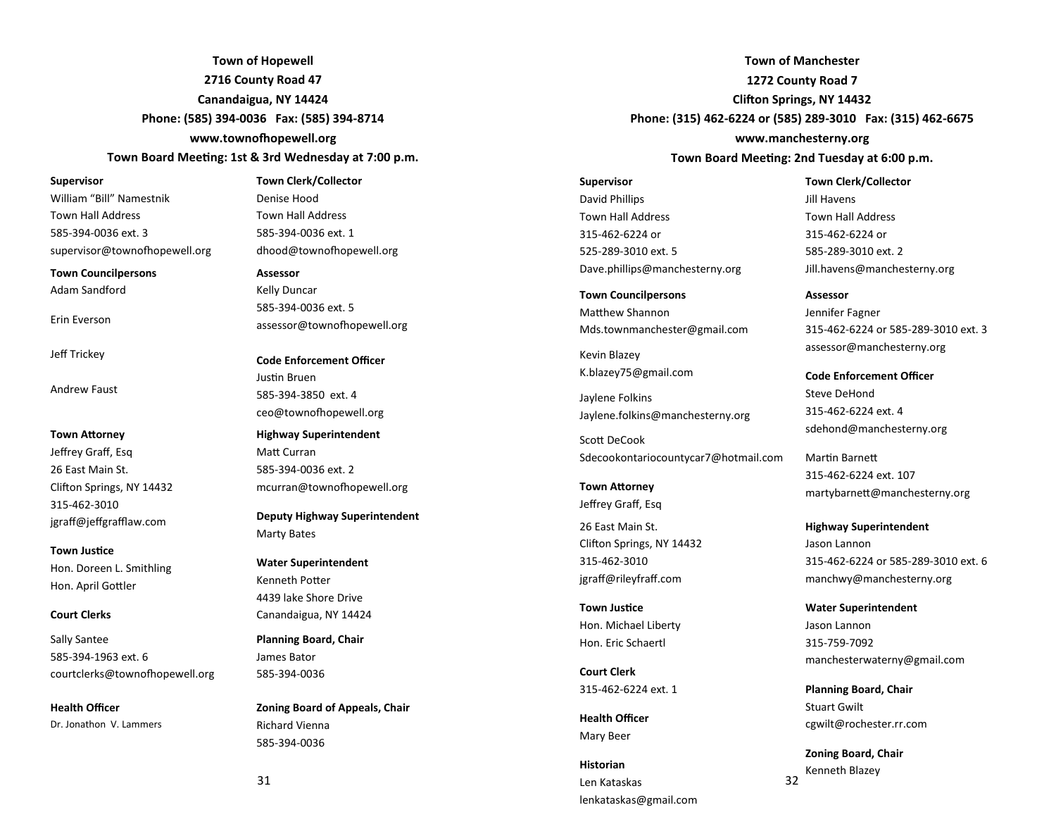## Town of Hopewell

**2716 County Road 47**
**Canandaigua, NY 14424**
**Phone: (585) 394-0036 Fax: (585) 394-8714**
**www.townofhopewell.org**
**Town Board Meeting: 1st & 3rd Wednesday at 7:00 p.m.**

**Supervisor**
William "Bill" Namestnik
Town Hall Address
585-394-0036 ext. 3
supervisor@townofhopewell.org

**Town Councilpersons**
Adam Sandford

Erin Everson

Jeff Trickey

Andrew Faust

**Town Attorney**
Jeffrey Graff, Esq
26 East Main St.
Clifton Springs, NY 14432
315-462-3010
jgraff@jeffgrafflaw.com

**Town Justice**
Hon. Doreen L. Smithling
Hon. April Gottler

**Court Clerks**

Sally Santee
585-394-1963 ext. 6
courtclerks@townofhopewell.org

**Health Officer**
Dr. Jonathon V. Lammers

**Town Clerk/Collector**
Denise Hood
Town Hall Address
585-394-0036 ext. 1
dhood@townofhopewell.org

**Assessor**
Kelly Duncar
585-394-0036 ext. 5
assessor@townofhopewell.org

**Code Enforcement Officer**
Justin Bruen
585-394-3850 ext. 4
ceo@townofhopewell.org

**Highway Superintendent**
Matt Curran
585-394-0036 ext. 2
mcurran@townofhopewell.org

**Deputy Highway Superintendent**
Marty Bates

**Water Superintendent**
Kenneth Potter
4439 lake Shore Drive
Canandaigua, NY 14424

**Planning Board, Chair**
James Bator
585-394-0036

**Zoning Board of Appeals, Chair**
Richard Vienna
585-394-0036

## Town of Manchester

**1272 County Road 7**
**Clifton Springs, NY 14432**
**Phone: (315) 462-6224 or (585) 289-3010 Fax: (315) 462-6675**
**www.manchesterny.org**
**Town Board Meeting: 2nd Tuesday at 6:00 p.m.**

**Supervisor**
David Phillips
Town Hall Address
315-462-6224 or
525-289-3010 ext. 5
Dave.phillips@manchesterny.org

**Town Councilpersons**
Matthew Shannon
Mds.townmanchester@gmail.com

Kevin Blazey
K.blazey75@gmail.com

Jaylene Folkins
Jaylene.folkins@manchesterny.org

Scott DeCook
Sdecookontariocountycar7@hotmail.com

**Town Attorney**
Jeffrey Graff, Esq

26 East Main St.
Clifton Springs, NY 14432
315-462-3010
jgraff@rileyfraff.com

**Town Justice**
Hon. Michael Liberty
Hon. Eric Schaertl

**Court Clerk**
315-462-6224 ext. 1

**Health Officer**
Mary Beer

**Historian**
Len Kataskas
lenkataskas@gmail.com

**Town Clerk/Collector**
Jill Havens
Town Hall Address
315-462-6224 or
585-289-3010 ext. 2
Jill.havens@manchesterny.org

**Assessor**
Jennifer Fagner
315-462-6224 or 585-289-3010 ext. 3
assessor@manchesterny.org

**Code Enforcement Officer**
Steve DeHond
315-462-6224 ext. 4
sdehond@manchesterny.org

Martin Barnett
315-462-6224 ext. 107
martybarnett@manchesterny.org

**Highway Superintendent**
Jason Lannon
315-462-6224 or 585-289-3010 ext. 6
manchwy@manchesterny.org

**Water Superintendent**
Jason Lannon
315-759-7092
manchesterwaterny@gmail.com

**Planning Board, Chair**
Stuart Gwilt
cgwilt@rochester.rr.com

**Zoning Board, Chair**
Kenneth Blazey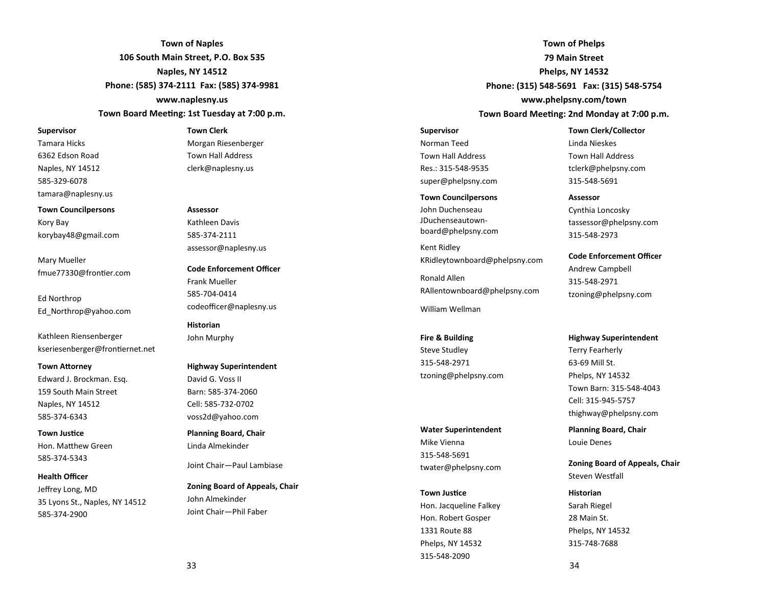## Town of Naples

**106 South Main Street, P.O. Box 535**
**Naples, NY 14512**
**Phone: (585) 374-2111  Fax: (585) 374-9981**
**www.naplesny.us**
**Town Board Meeting: 1st Tuesday at 7:00 p.m.**

**Supervisor**
Tamara Hicks
6362 Edson Road
Naples, NY 14512
585-329-6078
tamara@naplesny.us

**Town Councilpersons**
Kory Bay
korybay48@gmail.com

Mary Mueller
fmue77330@frontier.com

Ed Northrop
Ed_Northrop@yahoo.com

Kathleen Riensenberger
kseriesenberger@frontiernet.net

**Town Attorney**
Edward J. Brockman. Esq.
159 South Main Street
Naples, NY 14512
585-374-6343

**Town Justice**
Hon. Matthew Green
585-374-5343

**Health Officer**
Jeffrey Long, MD
35 Lyons St., Naples, NY 14512
585-374-2900

**Town Clerk**
Morgan Riesenberger
Town Hall Address
clerk@naplesny.us

**Assessor**
Kathleen Davis
585-374-2111
assessor@naplesny.us

**Code Enforcement Officer**
Frank Mueller
585-704-0414
codeofficer@naplesny.us

**Historian**
John Murphy

**Highway Superintendent**
David G. Voss II
Barn: 585-374-2060
Cell: 585-732-0702
voss2d@yahoo.com

**Planning Board, Chair**
Linda Almekinder

Joint Chair—Paul Lambiase

**Zoning Board of Appeals, Chair**
John Almekinder
Joint Chair—Phil Faber

## Town of Phelps

**79 Main Street**
**Phelps, NY 14532**
**Phone: (315) 548-5691   Fax: (315) 548-5754**
**www.phelpsny.com/town**
**Town Board Meeting: 2nd Monday at 7:00 p.m.**

**Supervisor**
Norman Teed
Town Hall Address
Res.: 315-548-9535
super@phelpsny.com

**Town Councilpersons**
John Duchenseau
JDuchenseautown-board@phelpsny.com

Kent Ridley
KRidleytownboard@phelpsny.com

Ronald Allen
RAllentownboard@phelpsny.com

William Wellman

**Fire & Building**
Steve Studley
315-548-2971
tzoning@phelpsny.com

**Water Superintendent**
Mike Vienna
315-548-5691
twater@phelpsny.com

**Town Justice**
Hon. Jacqueline Falkey
Hon. Robert Gosper
1331 Route 88
Phelps, NY 14532
315-548-2090

**Town Clerk/Collector**
Linda Nieskes
Town Hall Address
tclerk@phelpsny.com
315-548-5691

**Assessor**
Cynthia Loncosky
tassessor@phelpsny.com
315-548-2973

**Code Enforcement Officer**
Andrew Campbell
315-548-2971
tzoning@phelpsny.com

**Highway Superintendent**
Terry Fearherly
63-69 Mill St.
Phelps, NY 14532
Town Barn: 315-548-4043
Cell: 315-945-5757
thighway@phelpsny.com

**Planning Board, Chair**
Louie Denes

**Zoning Board of Appeals, Chair**
Steven Westfall

**Historian**
Sarah Riegel
28 Main St.
Phelps, NY 14532
315-748-7688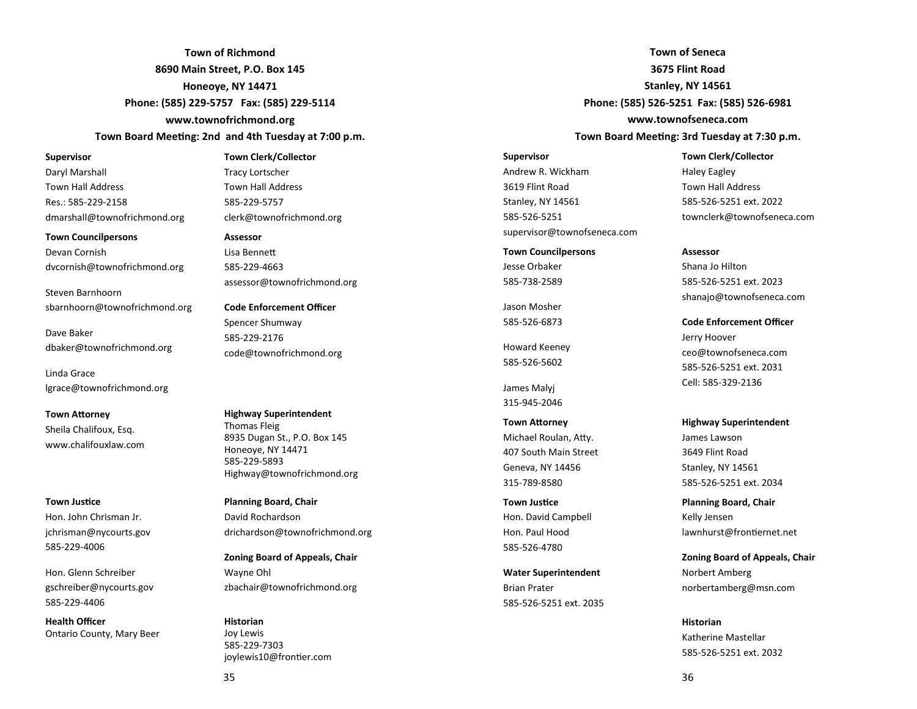## Town of Richmond

**8690 Main Street, P.O. Box 145**
**Honeoye, NY 14471**
**Phone: (585) 229-5757 Fax: (585) 229-5114**
**www.townofrichmond.org**
**Town Board Meeting: 2nd and 4th Tuesday at 7:00 p.m.**

**Supervisor**
Daryl Marshall
Town Hall Address
Res.: 585-229-2158
dmarshall@townofrichmond.org

**Town Councilpersons**
Devan Cornish
dvcornish@townofrichmond.org

Steven Barnhoorn
sbarnhoorn@townofrichmond.org

Dave Baker
dbaker@townofrichmond.org

Linda Grace
lgrace@townofrichmond.org

**Town Attorney**
Sheila Chalifoux, Esq.
www.chalifouxlaw.com

**Town Justice**
Hon. John Chrisman Jr.
jchrisman@nycourts.gov
585-229-4006

Hon. Glenn Schreiber
gschreiber@nycourts.gov
585-229-4406

**Health Officer**
Ontario County, Mary Beer

**Town Clerk/Collector**
Tracy Lortscher
Town Hall Address
585-229-5757
clerk@townofrichmond.org

**Assessor**
Lisa Bennett
585-229-4663
assessor@townofrichmond.org

**Code Enforcement Officer**
Spencer Shumway
585-229-2176
code@townofrichmond.org

**Highway Superintendent**
Thomas Fleig
8935 Dugan St., P.O. Box 145
Honeoye, NY 14471
585-229-5893
Highway@townofrichmond.org

**Planning Board, Chair**
David Rochardson
drichardson@townofrichmond.org

**Zoning Board of Appeals, Chair**
Wayne Ohl
zbachair@townofrichmond.org

**Historian**
Joy Lewis
585-229-7303
joylewis10@frontier.com

## Town of Seneca

**3675 Flint Road**
**Stanley, NY 14561**
**Phone: (585) 526-5251 Fax: (585) 526-6981**
**www.townofseneca.com**
**Town Board Meeting: 3rd Tuesday at 7:30 p.m.**

**Supervisor**
Andrew R. Wickham
3619 Flint Road
Stanley, NY 14561
585-526-5251
supervisor@townofseneca.com

**Town Councilpersons**
Jesse Orbaker
585-738-2589

Jason Mosher
585-526-6873

Howard Keeney
585-526-5602

James Malyj
315-945-2046

**Town Attorney**
Michael Roulan, Atty.
407 South Main Street
Geneva, NY 14456
315-789-8580

**Town Justice**
Hon. David Campbell
Hon. Paul Hood
585-526-4780

**Water Superintendent**
Brian Prater
585-526-5251 ext. 2035

**Town Clerk/Collector**
Haley Eagley
Town Hall Address
585-526-5251 ext. 2022
townclerk@townofseneca.com

**Assessor**
Shana Jo Hilton
585-526-5251 ext. 2023
shanajo@townofseneca.com

**Code Enforcement Officer**
Jerry Hoover
ceo@townofseneca.com
585-526-5251 ext. 2031
Cell: 585-329-2136

**Highway Superintendent**
James Lawson
3649 Flint Road
Stanley, NY 14561
585-526-5251 ext. 2034

**Planning Board, Chair**
Kelly Jensen
lawnhurst@frontiernet.net

**Zoning Board of Appeals, Chair**
Norbert Amberg
norbertamberg@msn.com

**Historian**
Katherine Mastellar
585-526-5251 ext. 2032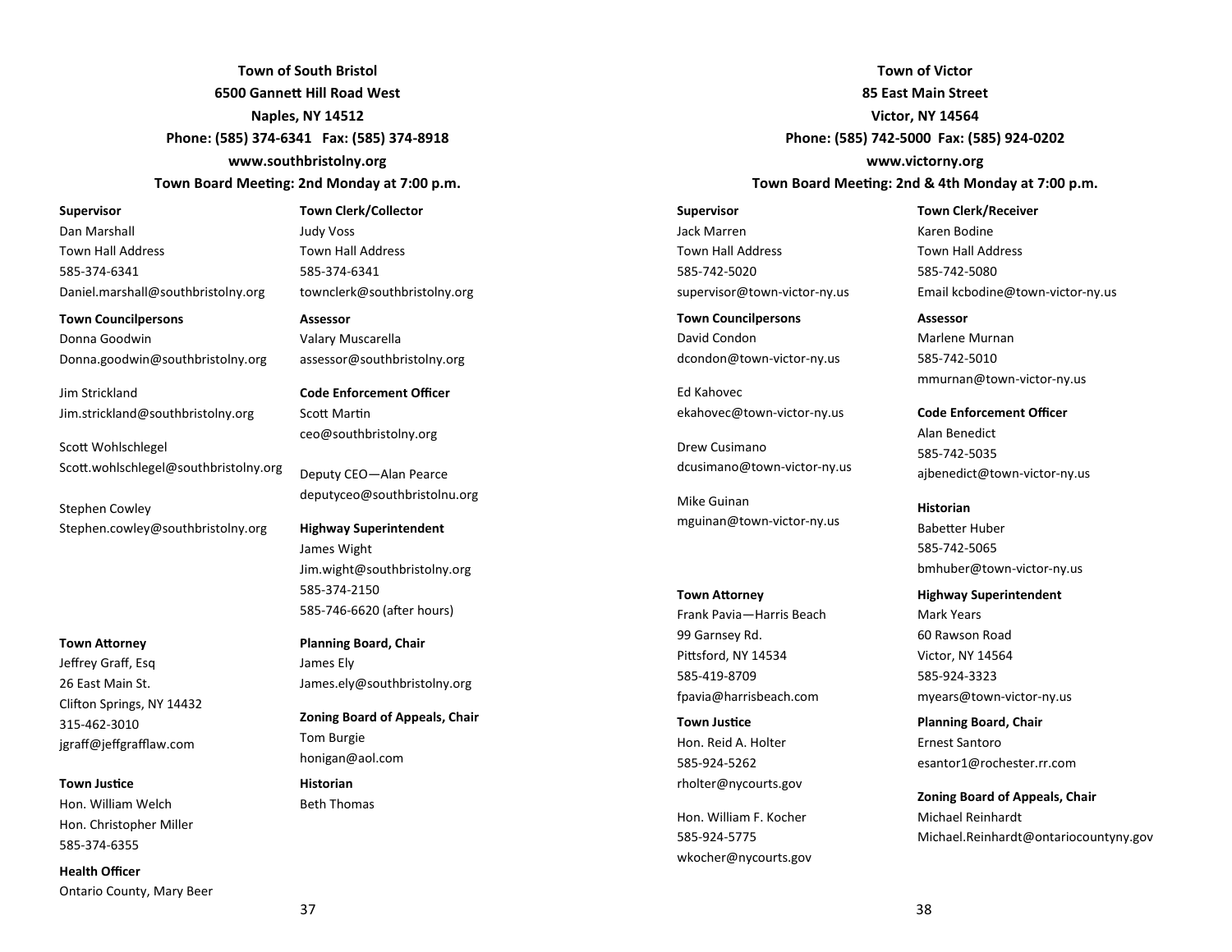## Town of South Bristol

**6500 Gannett Hill Road West**
**Naples, NY 14512**
**Phone: (585) 374-6341 Fax: (585) 374-8918**
**www.southbristolny.org**
**Town Board Meeting: 2nd Monday at 7:00 p.m.**

**Supervisor**
Dan Marshall
Town Hall Address
585-374-6341
Daniel.marshall@southbristolny.org

**Town Councilpersons**
Donna Goodwin
Donna.goodwin@southbristolny.org

Jim Strickland
Jim.strickland@southbristolny.org

Scott Wohlschlegel
Scott.wohlschlegel@southbristolny.org

Stephen Cowley
Stephen.cowley@southbristolny.org

**Town Attorney**
Jeffrey Graff, Esq
26 East Main St.
Clifton Springs, NY 14432
315-462-3010
jgraff@jeffgrafflaw.com

**Town Justice**
Hon. William Welch
Hon. Christopher Miller
585-374-6355

**Health Officer**
Ontario County, Mary Beer

**Town Clerk/Collector**
Judy Voss
Town Hall Address
585-374-6341
townclerk@southbristolny.org

**Assessor**
Valary Muscarella
assessor@southbristolny.org

**Code Enforcement Officer**
Scott Martin
ceo@southbristolny.org

Deputy CEO—Alan Pearce
deputyceo@southbristolnu.org

**Highway Superintendent**
James Wight
Jim.wight@southbristolny.org
585-374-2150
585-746-6620 (after hours)

**Planning Board, Chair**
James Ely
James.ely@southbristolny.org

**Zoning Board of Appeals, Chair**
Tom Burgie
honigan@aol.com

**Historian**
Beth Thomas

## Town of Victor

**85 East Main Street**
**Victor, NY 14564**
**Phone: (585) 742-5000 Fax: (585) 924-0202**
**www.victorny.org**
**Town Board Meeting: 2nd & 4th Monday at 7:00 p.m.**

**Supervisor**
Jack Marren
Town Hall Address
585-742-5020
supervisor@town-victor-ny.us

**Town Councilpersons**
David Condon
dcondon@town-victor-ny.us

Ed Kahovec
ekahovec@town-victor-ny.us

Drew Cusimano
dcusimano@town-victor-ny.us

Mike Guinan
mguinan@town-victor-ny.us

**Town Attorney**
Frank Pavia—Harris Beach
99 Garnsey Rd.
Pittsford, NY 14534
585-419-8709
fpavia@harrisbeach.com

**Town Justice**
Hon. Reid A. Holter
585-924-5262
rholter@nycourts.gov

Hon. William F. Kocher
585-924-5775
wkocher@nycourts.gov

**Town Clerk/Receiver**
Karen Bodine
Town Hall Address
585-742-5080
Email kcbodine@town-victor-ny.us

**Assessor**
Marlene Murnan
585-742-5010
mmurnan@town-victor-ny.us

**Code Enforcement Officer**
Alan Benedict
585-742-5035
ajbenedict@town-victor-ny.us

**Historian**
Babetter Huber
585-742-5065
bmhuber@town-victor-ny.us

**Highway Superintendent**
Mark Years
60 Rawson Road
Victor, NY 14564
585-924-3323
myears@town-victor-ny.us

**Planning Board, Chair**
Ernest Santoro
esantor1@rochester.rr.com

**Zoning Board of Appeals, Chair**
Michael Reinhardt
Michael.Reinhardt@ontariocountyny.gov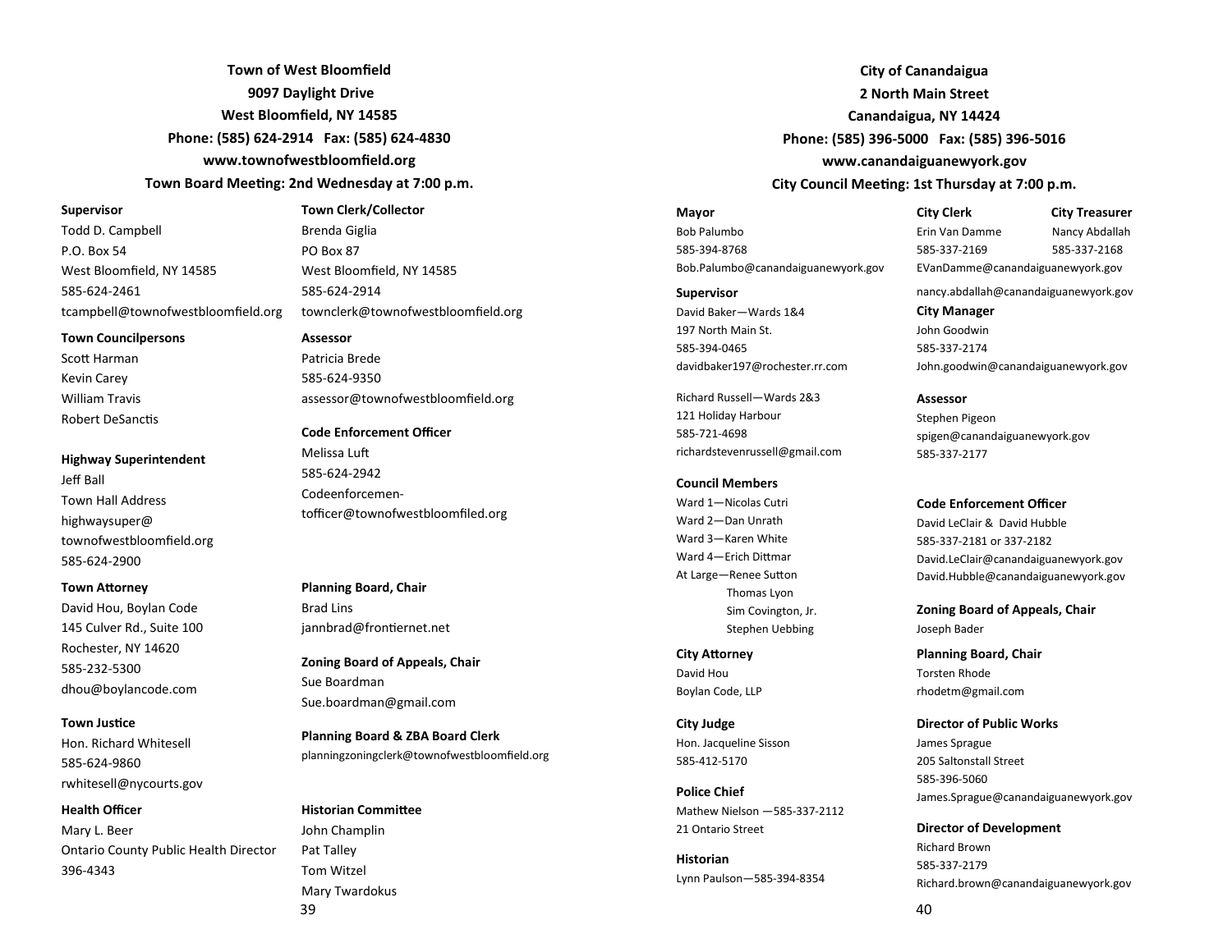## Town of West Bloomfield

**9097 Daylight Drive**
**West Bloomfield, NY 14585**
**Phone: (585) 624-2914 Fax: (585) 624-4830**
**www.townofwestbloomfield.org**
**Town Board Meeting: 2nd Wednesday at 7:00 p.m.**

**Supervisor**
Todd D. Campbell
P.O. Box 54
West Bloomfield, NY 14585
585-624-2461
tcampbell@townofwestbloomfield.org

**Town Councilpersons**
Scott Harman
Kevin Carey
William Travis
Robert DeSanctis

**Highway Superintendent**
Jeff Ball
Town Hall Address
highwaysuper@
townofwestbloomfield.org
585-624-2900

**Town Attorney**
David Hou, Boylan Code
145 Culver Rd., Suite 100
Rochester, NY 14620
585-232-5300
dhou@boylancode.com

**Town Justice**
Hon. Richard Whitesell
585-624-9860
rwhitesell@nycourts.gov

**Health Officer**
Mary L. Beer
Ontario County Public Health Director
396-4343

**Town Clerk/Collector**
Brenda Giglia
PO Box 87
West Bloomfield, NY 14585
585-624-2914
townclerk@townofwestbloomfield.org

**Assessor**
Patricia Brede
585-624-9350
assessor@townofwestbloomfield.org

**Code Enforcement Officer**
Melissa Luft
585-624-2942
Codeenforcementofficer@townofwestbloomfiled.org

**Planning Board, Chair**
Brad Lins
jannbrad@frontiernet.net

**Zoning Board of Appeals, Chair**
Sue Boardman
Sue.boardman@gmail.com

**Planning Board & ZBA Board Clerk**
planningzoningclerk@townofwestbloomfield.org

**Historian Committee**
John Champlin
Pat Talley
Tom Witzel
Mary Twardokus

## City of Canandaigua

**2 North Main Street**
**Canandaigua, NY 14424**
**Phone: (585) 396-5000 Fax: (585) 396-5016**
**www.canandaiguanewyork.gov**
**City Council Meeting: 1st Thursday at 7:00 p.m.**

**Mayor**
Bob Palumbo
585-394-8768
Bob.Palumbo@canandaiguanewyork.gov

**Supervisor**
David Baker—Wards 1&4
197 North Main St.
585-394-0465
davidbaker197@rochester.rr.com

Richard Russell—Wards 2&3
121 Holiday Harbour
585-721-4698
richardstevenrussell@gmail.com

**Council Members**
Ward 1—Nicolas Cutri
Ward 2—Dan Unrath
Ward 3—Karen White
Ward 4—Erich Dittmar
At Large—Renee Sutton
Thomas Lyon
Sim Covington, Jr.
Stephen Uebbing

**City Attorney**
David Hou
Boylan Code, LLP

**City Judge**
Hon. Jacqueline Sisson
585-412-5170

**Police Chief**
Mathew Nielson —585-337-2112
21 Ontario Street

**Historian**
Lynn Paulson—585-394-8354

**City Clerk**
Erin Van Damme
585-337-2169
EVanDamme@canandaiguanewyork.gov

**City Treasurer**
Nancy Abdallah
585-337-2168
nancy.abdallah@canandaiguanewyork.gov

**City Manager**
John Goodwin
585-337-2174
John.goodwin@canandaiguanewyork.gov

**Assessor**
Stephen Pigeon
spigen@canandaiguanewyork.gov
585-337-2177

**Code Enforcement Officer**
David LeClair & David Hubble
585-337-2181 or 337-2182
David.LeClair@canandaiguanewyork.gov
David.Hubble@canandaiguanewyork.gov

**Zoning Board of Appeals, Chair**
Joseph Bader

**Planning Board, Chair**
Torsten Rhode
rhodetm@gmail.com

**Director of Public Works**
James Sprague
205 Saltonstall Street
585-396-5060
James.Sprague@canandaiguanewyork.gov

**Director of Development**
Richard Brown
585-337-2179
Richard.brown@canandaiguanewyork.gov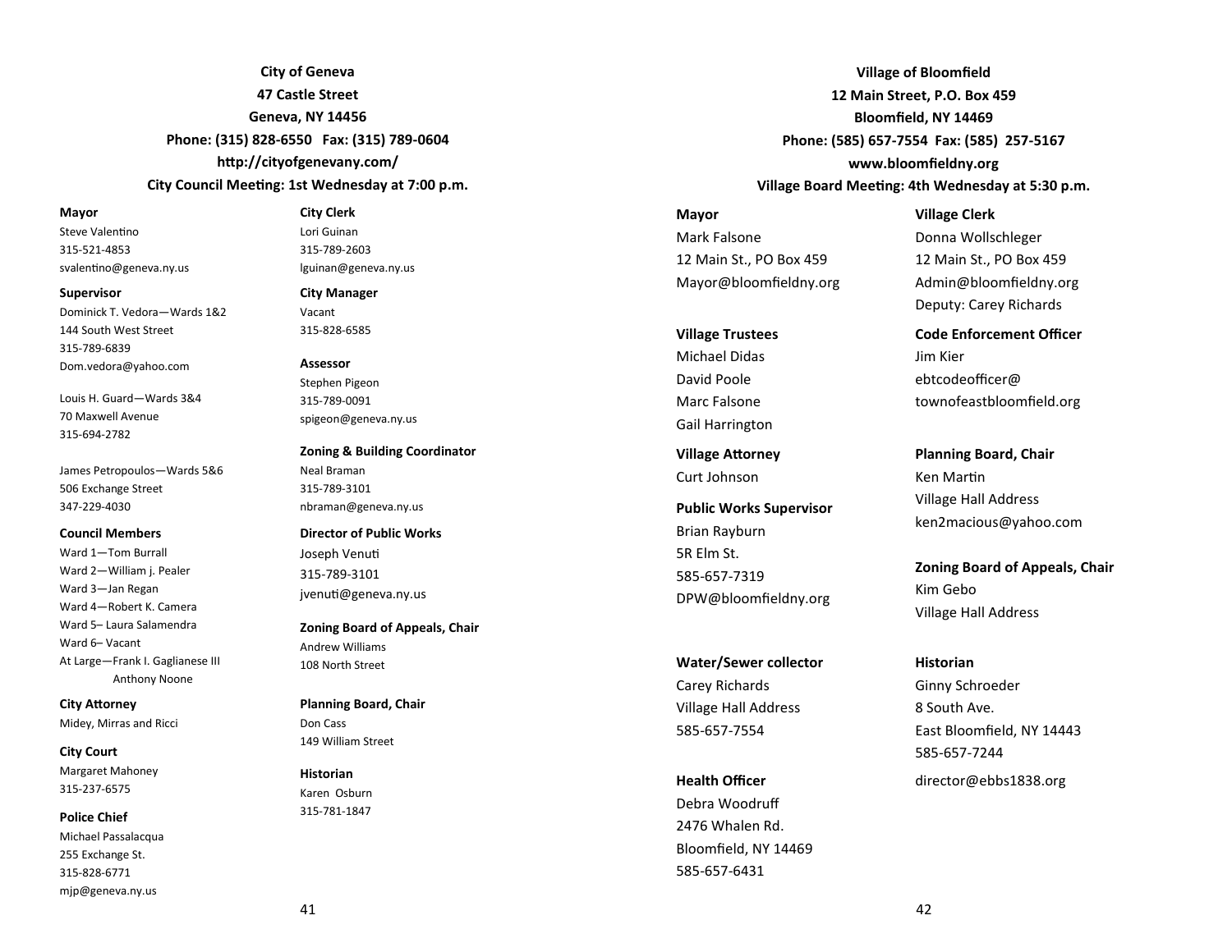## City of Geneva

**47 Castle Street**
**Geneva, NY 14456**
**Phone: (315) 828-6550 Fax: (315) 789-0604**
**http://cityofgenevany.com/**
**City Council Meeting: 1st Wednesday at 7:00 p.m.**

**Mayor**
Steve Valentino
315-521-4853
svalentino@geneva.ny.us

**Supervisor**
Dominick T. Vedora—Wards 1&2
144 South West Street
315-789-6839
Dom.vedora@yahoo.com

Louis H. Guard—Wards 3&4
70 Maxwell Avenue
315-694-2782

James Petropoulos—Wards 5&6
506 Exchange Street
347-229-4030

**Council Members**
Ward 1—Tom Burrall
Ward 2—William j. Pealer
Ward 3—Jan Regan
Ward 4—Robert K. Camera
Ward 5– Laura Salamendra
Ward 6– Vacant
At Large—Frank I. Gaglianese III
Anthony Noone

**City Attorney**
Midey, Mirras and Ricci

**City Court**
Margaret Mahoney
315-237-6575

**Police Chief**
Michael Passalacqua
255 Exchange St.
315-828-6771
mjp@geneva.ny.us

**City Clerk**
Lori Guinan
315-789-2603
lguinan@geneva.ny.us

**City Manager**
Vacant
315-828-6585

**Assessor**
Stephen Pigeon
315-789-0091
spigeon@geneva.ny.us

**Zoning & Building Coordinator**
Neal Braman
315-789-3101
nbraman@geneva.ny.us

**Director of Public Works**
Joseph Venuti
315-789-3101
jvenuti@geneva.ny.us

**Zoning Board of Appeals, Chair**
Andrew Williams
108 North Street

**Planning Board, Chair**
Don Cass
149 William Street

**Historian**
Karen Osburn
315-781-1847

## Village of Bloomfield

**12 Main Street, P.O. Box 459**
**Bloomfield, NY 14469**
**Phone: (585) 657-7554 Fax: (585) 257-5167**
**www.bloomfieldny.org**
**Village Board Meeting: 4th Wednesday at 5:30 p.m.**

**Mayor**
Mark Falsone
12 Main St., PO Box 459
Mayor@bloomfieldny.org

**Village Trustees**
Michael Didas
David Poole
Marc Falsone
Gail Harrington

**Village Attorney**
Curt Johnson

**Public Works Supervisor**
Brian Rayburn
5R Elm St.
585-657-7319
DPW@bloomfieldny.org

**Water/Sewer collector**
Carey Richards
Village Hall Address
585-657-7554

**Health Officer**
Debra Woodruff
2476 Whalen Rd.
Bloomfield, NY 14469
585-657-6431

**Village Clerk**
Donna Wollschleger
12 Main St., PO Box 459
Admin@bloomfieldny.org
Deputy: Carey Richards

**Code Enforcement Officer**
Jim Kier
ebtcodeofficer@
townofeastbloomfield.org

**Planning Board, Chair**
Ken Martin
Village Hall Address
ken2macious@yahoo.com

**Zoning Board of Appeals, Chair**
Kim Gebo
Village Hall Address

**Historian**
Ginny Schroeder
8 South Ave.
East Bloomfield, NY 14443
585-657-7244
director@ebbs1838.org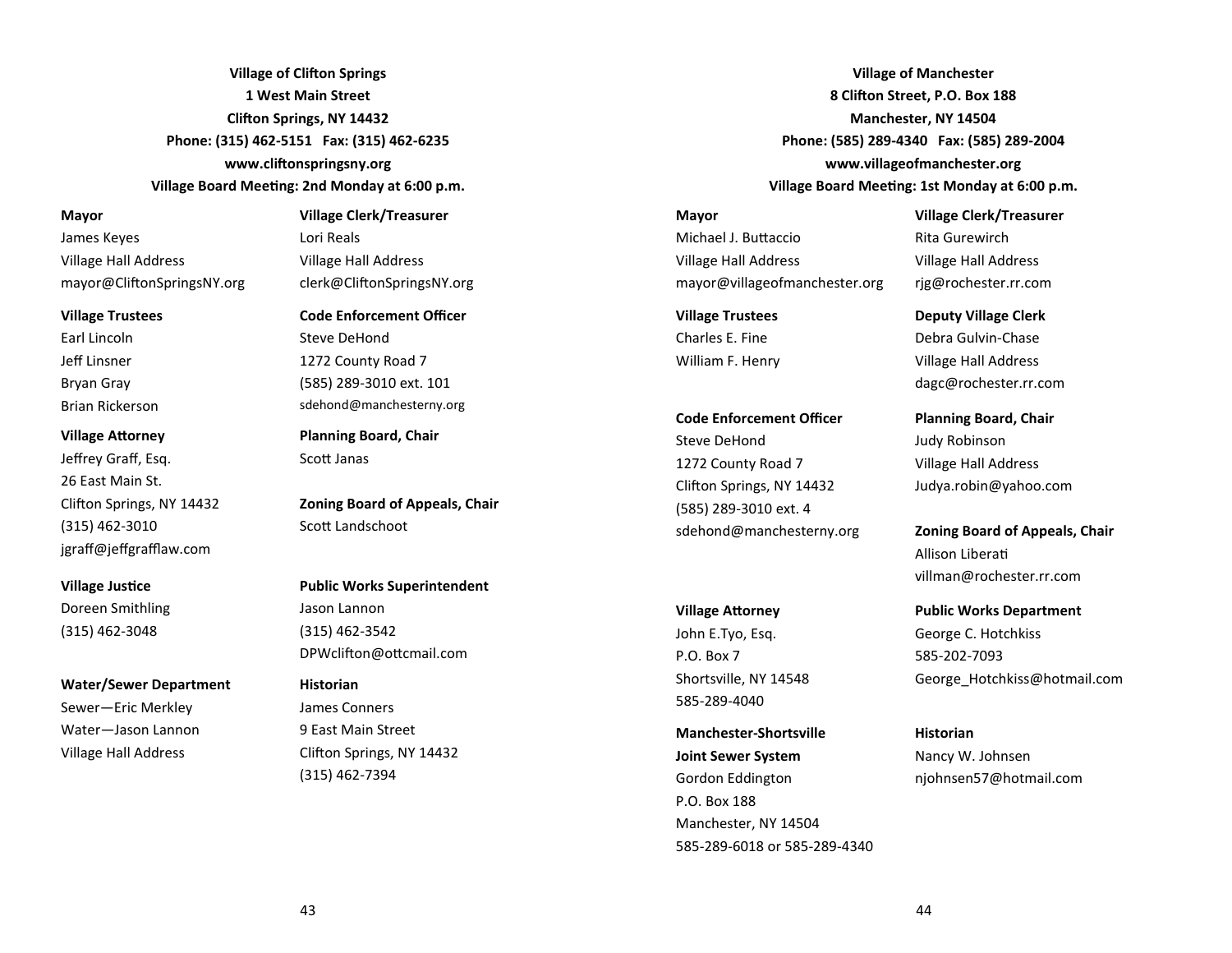## Village of Clifton Springs

**1 West Main Street**
**Clifton Springs, NY 14432**
**Phone: (315) 462-5151 Fax: (315) 462-6235**
**www.cliftonspringsny.org**
**Village Board Meeting: 2nd Monday at 6:00 p.m.**

**Mayor**
James Keyes
Village Hall Address
mayor@CliftonSpringsNY.org

**Village Trustees**
Earl Lincoln
Jeff Linsner
Bryan Gray
Brian Rickerson

**Village Attorney**
Jeffrey Graff, Esq.
26 East Main St.
Clifton Springs, NY 14432
(315) 462-3010
jgraff@jeffgrafflaw.com

**Village Justice**
Doreen Smithling
(315) 462-3048

**Water/Sewer Department**
Sewer—Eric Merkley
Water—Jason Lannon
Village Hall Address

**Village Clerk/Treasurer**
Lori Reals
Village Hall Address
clerk@CliftonSpringsNY.org

**Code Enforcement Officer**
Steve DeHond
1272 County Road 7
(585) 289-3010 ext. 101
sdehond@manchesterny.org

**Planning Board, Chair**
Scott Janas

**Zoning Board of Appeals, Chair**
Scott Landschoot

**Public Works Superintendent**
Jason Lannon
(315) 462-3542
DPWclifton@ottcmail.com

**Historian**
James Conners
9 East Main Street
Clifton Springs, NY 14432
(315) 462-7394

## Village of Manchester

**8 Clifton Street, P.O. Box 188**
**Manchester, NY 14504**
**Phone: (585) 289-4340 Fax: (585) 289-2004**
**www.villageofmanchester.org**
**Village Board Meeting: 1st Monday at 6:00 p.m.**

**Mayor**
Michael J. Buttaccio
Village Hall Address
mayor@villageofmanchester.org

**Village Trustees**
Charles E. Fine
William F. Henry

**Code Enforcement Officer**
Steve DeHond
1272 County Road 7
Clifton Springs, NY 14432
(585) 289-3010 ext. 4
sdehond@manchesterny.org

**Village Attorney**
John E.Tyo, Esq.
P.O. Box 7
Shortsville, NY 14548
585-289-4040

**Manchester-Shortsville Joint Sewer System**
Gordon Eddington
P.O. Box 188
Manchester, NY 14504
585-289-6018 or 585-289-4340

**Village Clerk/Treasurer**
Rita Gurewirch
Village Hall Address
rjg@rochester.rr.com

**Deputy Village Clerk**
Debra Gulvin-Chase
Village Hall Address
dagc@rochester.rr.com

**Planning Board, Chair**
Judy Robinson
Village Hall Address
Judya.robin@yahoo.com

**Zoning Board of Appeals, Chair**
Allison Liberati
villman@rochester.rr.com

**Public Works Department**
George C. Hotchkiss
585-202-7093
George_Hotchkiss@hotmail.com

**Historian**
Nancy W. Johnsen
njohnsen57@hotmail.com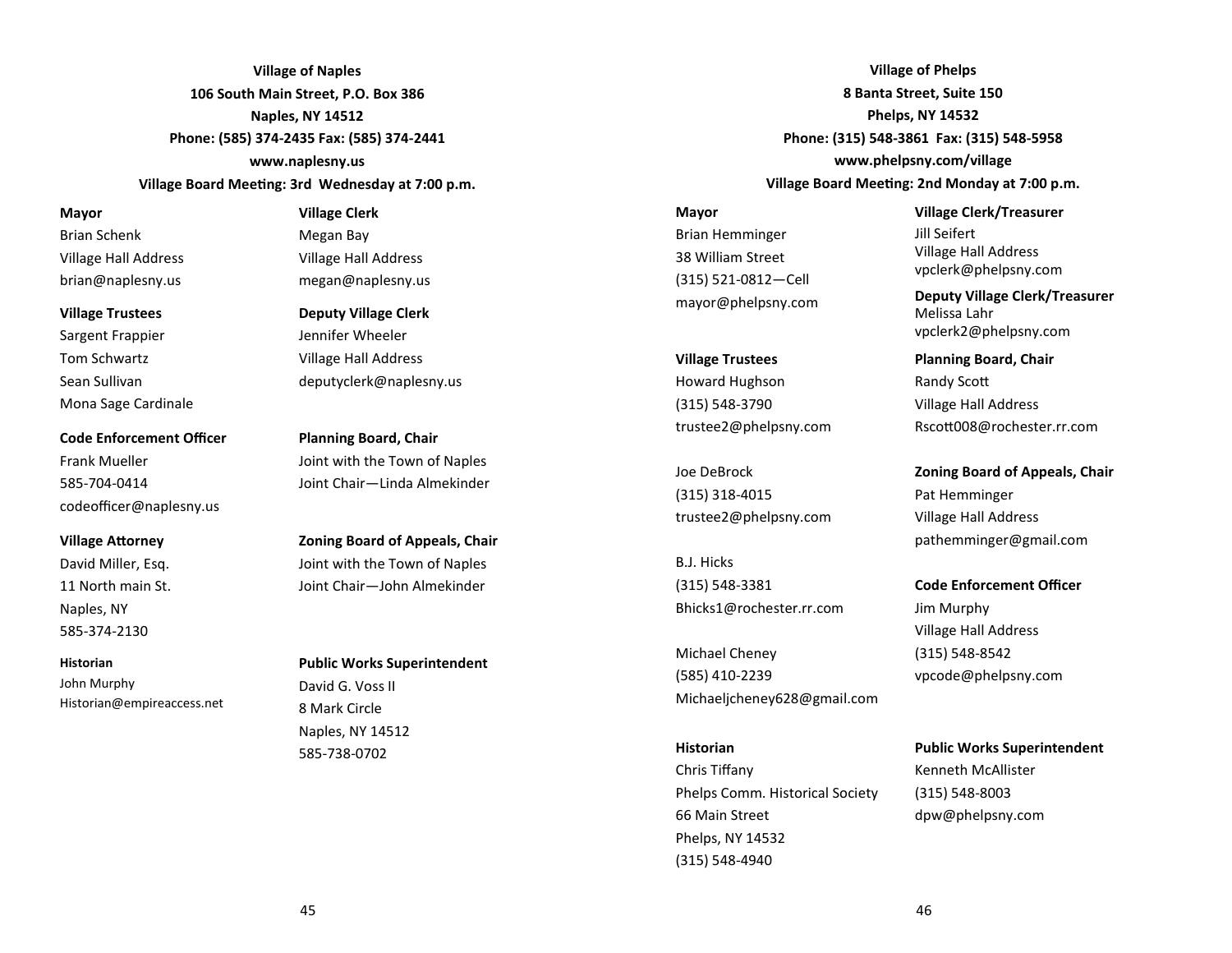## Village of Naples

**106 South Main Street, P.O. Box 386**
**Naples, NY 14512**
**Phone: (585) 374-2435 Fax: (585) 374-2441**
**www.naplesny.us**
**Village Board Meeting: 3rd Wednesday at 7:00 p.m.**

**Mayor**
Brian Schenk
Village Hall Address
brian@naplesny.us

**Village Trustees**
Sargent Frappier
Tom Schwartz
Sean Sullivan
Mona Sage Cardinale

**Code Enforcement Officer**
Frank Mueller
585-704-0414
codeofficer@naplesny.us

**Village Attorney**
David Miller, Esq.
11 North main St.
Naples, NY
585-374-2130

**Historian**
John Murphy
Historian@empireaccess.net

**Village Clerk**
Megan Bay
Village Hall Address
megan@naplesny.us

**Deputy Village Clerk**
Jennifer Wheeler
Village Hall Address
deputyclerk@naplesny.us

**Planning Board, Chair**
Joint with the Town of Naples
Joint Chair—Linda Almekinder

**Zoning Board of Appeals, Chair**
Joint with the Town of Naples
Joint Chair—John Almekinder

**Public Works Superintendent**
David G. Voss II
8 Mark Circle
Naples, NY 14512
585-738-0702

## Village of Phelps

**8 Banta Street, Suite 150**
**Phelps, NY 14532**
**Phone: (315) 548-3861 Fax: (315) 548-5958**
**www.phelpsny.com/village**
**Village Board Meeting: 2nd Monday at 7:00 p.m.**

**Mayor**
Brian Hemminger
38 William Street
(315) 521-0812—Cell
mayor@phelpsny.com

**Village Trustees**
Howard Hughson
(315) 548-3790
trustee2@phelpsny.com

Joe DeBrock
(315) 318-4015
trustee2@phelpsny.com

B.J. Hicks
(315) 548-3381
Bhicks1@rochester.rr.com

Michael Cheney
(585) 410-2239
Michaeljcheney628@gmail.com

**Historian**
Chris Tiffany
Phelps Comm. Historical Society
66 Main Street
Phelps, NY 14532
(315) 548-4940

**Village Clerk/Treasurer**
Jill Seifert
Village Hall Address
vpclerk@phelpsny.com

**Deputy Village Clerk/Treasurer**
Melissa Lahr
vpclerk2@phelpsny.com

**Planning Board, Chair**
Randy Scott
Village Hall Address
Rscott008@rochester.rr.com

**Zoning Board of Appeals, Chair**
Pat Hemminger
Village Hall Address
pathemminger@gmail.com

**Code Enforcement Officer**
Jim Murphy
Village Hall Address
(315) 548-8542
vpcode@phelpsny.com

**Public Works Superintendent**
Kenneth McAllister
(315) 548-8003
dpw@phelpsny.com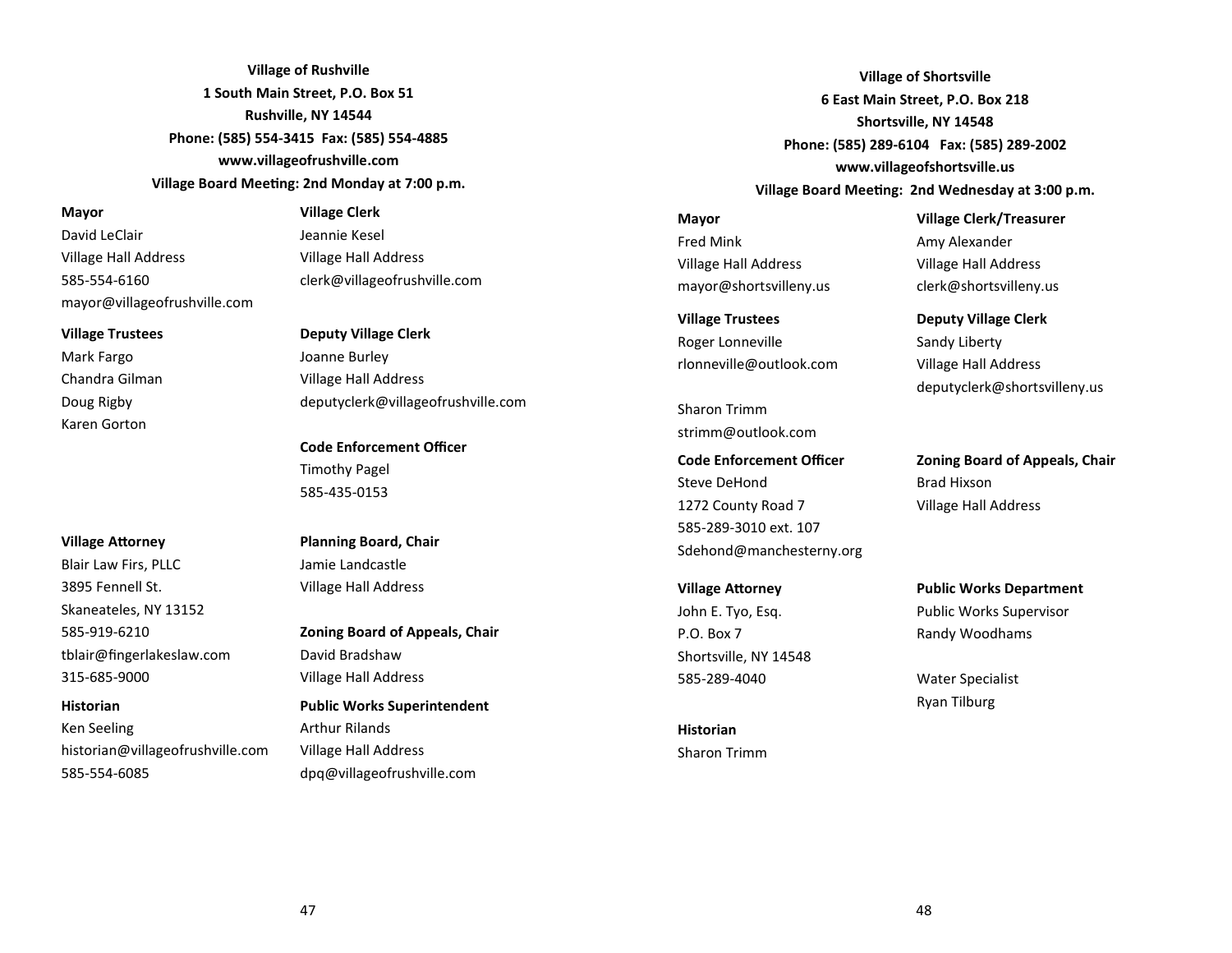**Village of Rushville**
**1 South Main Street, P.O. Box 51**
**Rushville, NY 14544**
**Phone: (585) 554-3415 Fax: (585) 554-4885**
**www.villageofrushville.com**
**Village Board Meeting: 2nd Monday at 7:00 p.m.**

**Mayor**
David LeClair
Village Hall Address
585-554-6160
mayor@villageofrushville.com

**Village Trustees**
Mark Fargo
Chandra Gilman
Doug Rigby
Karen Gorton

**Village Attorney**
Blair Law Firs, PLLC
3895 Fennell St.
Skaneateles, NY 13152
585-919-6210
tblair@fingerlakeslaw.com
315-685-9000

**Historian**
Ken Seeling
historian@villageofrushville.com
585-554-6085

**Village Clerk**
Jeannie Kesel
Village Hall Address
clerk@villageofrushville.com

**Deputy Village Clerk**
Joanne Burley
Village Hall Address
deputyclerk@villageofrushville.com

**Code Enforcement Officer**
Timothy Pagel
585-435-0153

**Planning Board, Chair**
Jamie Landcastle
Village Hall Address

**Zoning Board of Appeals, Chair**
David Bradshaw
Village Hall Address

**Public Works Superintendent**
Arthur Rilands
Village Hall Address
dpq@villageofrushville.com

**Village of Shortsville**
**6 East Main Street, P.O. Box 218**
**Shortsville, NY 14548**
**Phone: (585) 289-6104 Fax: (585) 289-2002**
**www.villageofshortsville.us**
**Village Board Meeting: 2nd Wednesday at 3:00 p.m.**

**Mayor**
Fred Mink
Village Hall Address
mayor@shortsvilleny.us

**Village Trustees**
Roger Lonneville
rlonneville@outlook.com

Sharon Trimm
strimm@outlook.com

**Code Enforcement Officer**
Steve DeHond
1272 County Road 7
585-289-3010 ext. 107
Sdehond@manchesterny.org

**Village Attorney**
John E. Tyo, Esq.
P.O. Box 7
Shortsville, NY 14548
585-289-4040

**Historian**
Sharon Trimm

**Village Clerk/Treasurer**
Amy Alexander
Village Hall Address
clerk@shortsvilleny.us

**Deputy Village Clerk**
Sandy Liberty
Village Hall Address
deputyclerk@shortsvilleny.us

**Zoning Board of Appeals, Chair**
Brad Hixson
Village Hall Address

**Public Works Department**
Public Works Supervisor
Randy Woodhams

Water Specialist
Ryan Tilburg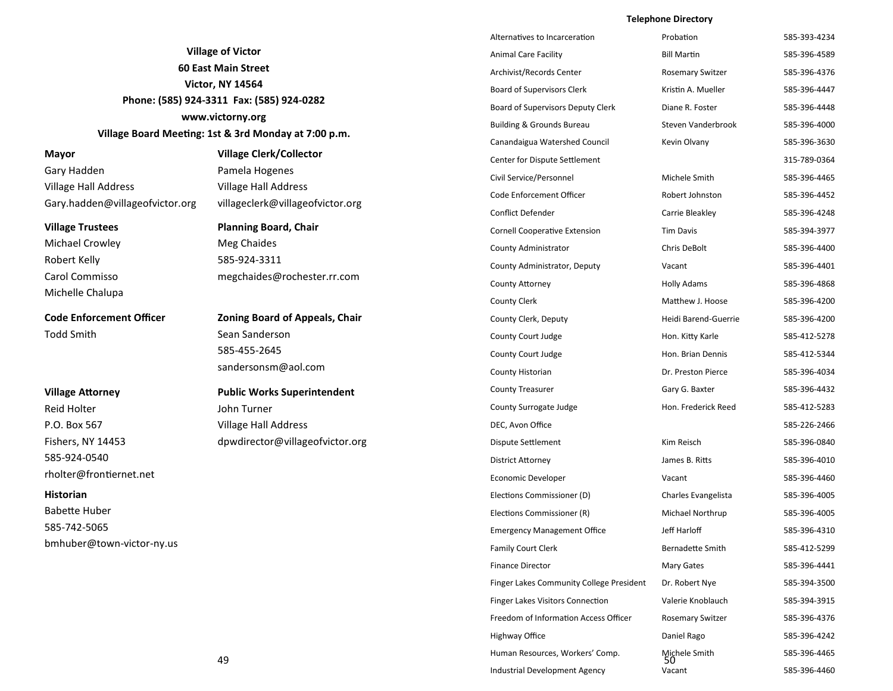**Village of Victor**
**60 East Main Street**
**Victor, NY 14564**
**Phone: (585) 924-3311 Fax: (585) 924-0282**
**www.victorny.org**
**Village Board Meeting: 1st & 3rd Monday at 7:00 p.m.**

**Mayor**
Gary Hadden
Village Hall Address
Gary.hadden@villageofvictor.org

**Village Clerk/Collector**
Pamela Hogenes
Village Hall Address
villageclerk@villageofvictor.org

**Village Trustees**
Michael Crowley
Robert Kelly
Carol Commisso
Michelle Chalupa

**Planning Board, Chair**
Meg Chaides
585-924-3311
megchaides@rochester.rr.com

**Code Enforcement Officer**
Todd Smith

**Zoning Board of Appeals, Chair**
Sean Sanderson
585-455-2645
sandersonsm@aol.com

**Village Attorney**
Reid Holter
P.O. Box 567
Fishers, NY 14453
585-924-0540
rholter@frontiernet.net

**Public Works Superintendent**
John Turner
Village Hall Address
dpwdirector@villageofvictor.org

**Historian**
Babette Huber
585-742-5065
bmhuber@town-victor-ny.us

**Telephone Directory**

| | | |
|---|---|---|
| Alternatives to Incarceration | Probation | 585-393-4234 |
| Animal Care Facility | Bill Martin | 585-396-4589 |
| Archivist/Records Center | Rosemary Switzer | 585-396-4376 |
| Board of Supervisors Clerk | Kristin A. Mueller | 585-396-4447 |
| Board of Supervisors Deputy Clerk | Diane R. Foster | 585-396-4448 |
| Building & Grounds Bureau | Steven Vanderbrook | 585-396-4000 |
| Canandaigua Watershed Council | Kevin Olvany | 585-396-3630 |
| Center for Dispute Settlement | | 315-789-0364 |
| Civil Service/Personnel | Michele Smith | 585-396-4465 |
| Code Enforcement Officer | Robert Johnston | 585-396-4452 |
| Conflict Defender | Carrie Bleakley | 585-396-4248 |
| Cornell Cooperative Extension | Tim Davis | 585-394-3977 |
| County Administrator | Chris DeBolt | 585-396-4400 |
| County Administrator, Deputy | Vacant | 585-396-4401 |
| County Attorney | Holly Adams | 585-396-4868 |
| County Clerk | Matthew J. Hoose | 585-396-4200 |
| County Clerk, Deputy | Heidi Barend-Guerrie | 585-396-4200 |
| County Court Judge | Hon. Kitty Karle | 585-412-5278 |
| County Court Judge | Hon. Brian Dennis | 585-412-5344 |
| County Historian | Dr. Preston Pierce | 585-396-4034 |
| County Treasurer | Gary G. Baxter | 585-396-4432 |
| County Surrogate Judge | Hon. Frederick Reed | 585-412-5283 |
| DEC, Avon Office | | 585-226-2466 |
| Dispute Settlement | Kim Reisch | 585-396-0840 |
| District Attorney | James B. Ritts | 585-396-4010 |
| Economic Developer | Vacant | 585-396-4460 |
| Elections Commissioner (D) | Charles Evangelista | 585-396-4005 |
| Elections Commissioner (R) | Michael Northrup | 585-396-4005 |
| Emergency Management Office | Jeff Harloff | 585-396-4310 |
| Family Court Clerk | Bernadette Smith | 585-412-5299 |
| Finance Director | Mary Gates | 585-396-4441 |
| Finger Lakes Community College President | Dr. Robert Nye | 585-394-3500 |
| Finger Lakes Visitors Connection | Valerie Knoblauch | 585-394-3915 |
| Freedom of Information Access Officer | Rosemary Switzer | 585-396-4376 |
| Highway Office | Daniel Rago | 585-396-4242 |
| Human Resources, Workers' Comp. | Michele Smith | 585-396-4465 |
| Industrial Development Agency | Vacant | 585-396-4460 |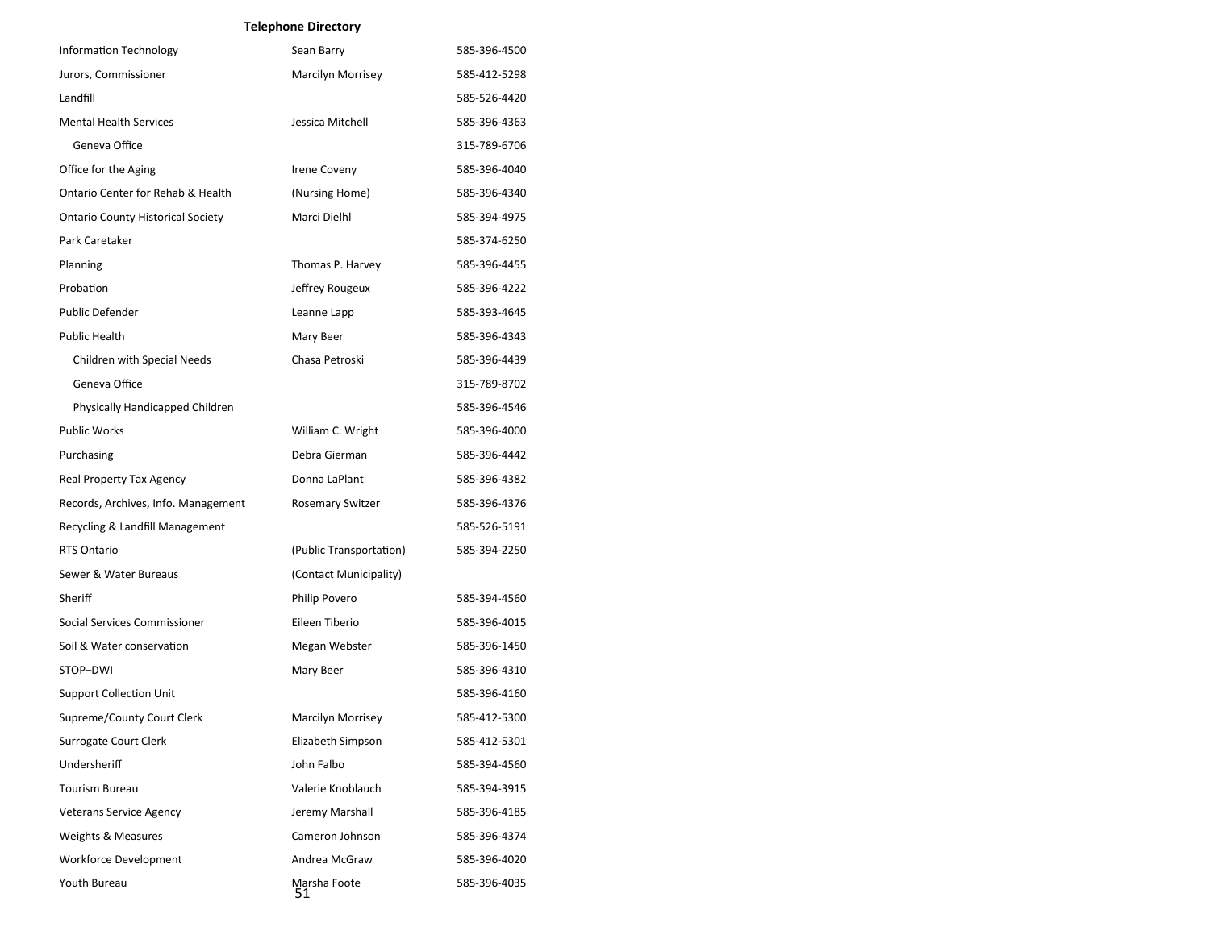**Telephone Directory**

| | | |
|---|---|---|
| Information Technology | Sean Barry | 585-396-4500 |
| Jurors, Commissioner | Marcilyn Morrisey | 585-412-5298 |
| Landfill | | 585-526-4420 |
| Mental Health Services | Jessica Mitchell | 585-396-4363 |
| Geneva Office | | 315-789-6706 |
| Office for the Aging | Irene Coveny | 585-396-4040 |
| Ontario Center for Rehab & Health | (Nursing Home) | 585-396-4340 |
| Ontario County Historical Society | Marci Dielhl | 585-394-4975 |
| Park Caretaker | | 585-374-6250 |
| Planning | Thomas P. Harvey | 585-396-4455 |
| Probation | Jeffrey Rougeux | 585-396-4222 |
| Public Defender | Leanne Lapp | 585-393-4645 |
| Public Health | Mary Beer | 585-396-4343 |
| Children with Special Needs | Chasa Petroski | 585-396-4439 |
| Geneva Office | | 315-789-8702 |
| Physically Handicapped Children | | 585-396-4546 |
| Public Works | William C. Wright | 585-396-4000 |
| Purchasing | Debra Gierman | 585-396-4442 |
| Real Property Tax Agency | Donna LaPlant | 585-396-4382 |
| Records, Archives, Info. Management | Rosemary Switzer | 585-396-4376 |
| Recycling & Landfill Management | | 585-526-5191 |
| RTS Ontario | (Public Transportation) | 585-394-2250 |
| Sewer & Water Bureaus | (Contact Municipality) | |
| Sheriff | Philip Povero | 585-394-4560 |
| Social Services Commissioner | Eileen Tiberio | 585-396-4015 |
| Soil & Water conservation | Megan Webster | 585-396-1450 |
| STOP–DWI | Mary Beer | 585-396-4310 |
| Support Collection Unit | | 585-396-4160 |
| Supreme/County Court Clerk | Marcilyn Morrisey | 585-412-5300 |
| Surrogate Court Clerk | Elizabeth Simpson | 585-412-5301 |
| Undersheriff | John Falbo | 585-394-4560 |
| Tourism Bureau | Valerie Knoblauch | 585-394-3915 |
| Veterans Service Agency | Jeremy Marshall | 585-396-4185 |
| Weights & Measures | Cameron Johnson | 585-396-4374 |
| Workforce Development | Andrea McGraw | 585-396-4020 |
| Youth Bureau | Marsha Foote | 585-396-4035 |